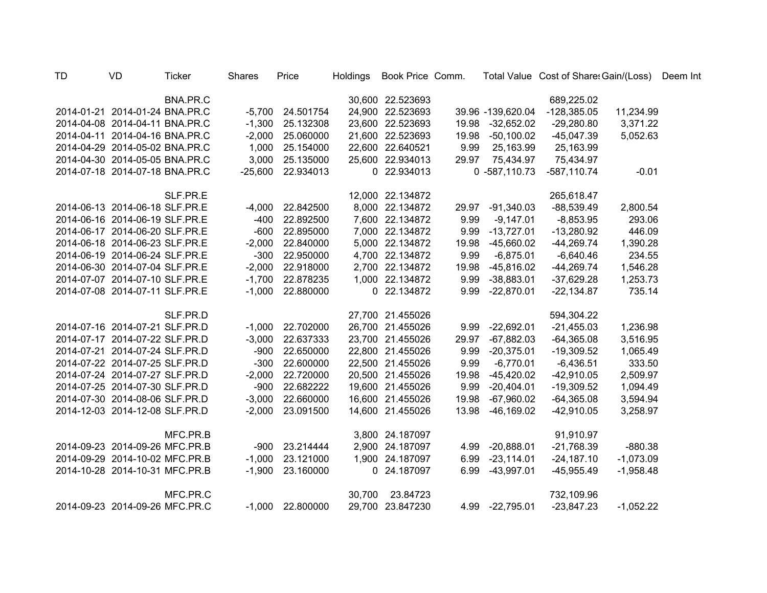| TD | VD | Ticker | Shares | Price | Holdings | Book Price | Comm. | Total Value | Cost of Shares | Gain/(Loss) | Deem Int |
|---|---|---|---|---|---|---|---|---|---|---|---|
| | | BNA.PR.C | | | 30,600 | 22.523693 | | | 689,225.02 | | |
| 2014-01-21 | 2014-01-24 | BNA.PR.C | -5,700 | 24.501754 | 24,900 | 22.523693 | 39.96 | -139,620.04 | -128,385.05 | 11,234.99 | |
| 2014-04-08 | 2014-04-11 | BNA.PR.C | -1,300 | 25.132308 | 23,600 | 22.523693 | 19.98 | -32,652.02 | -29,280.80 | 3,371.22 | |
| 2014-04-11 | 2014-04-16 | BNA.PR.C | -2,000 | 25.060000 | 21,600 | 22.523693 | 19.98 | -50,100.02 | -45,047.39 | 5,052.63 | |
| 2014-04-29 | 2014-05-02 | BNA.PR.C | 1,000 | 25.154000 | 22,600 | 22.640521 | 9.99 | 25,163.99 | 25,163.99 | | |
| 2014-04-30 | 2014-05-05 | BNA.PR.C | 3,000 | 25.135000 | 25,600 | 22.934013 | 29.97 | 75,434.97 | 75,434.97 | | |
| 2014-07-18 | 2014-07-18 | BNA.PR.C | -25,600 | 22.934013 | 0 | 22.934013 | 0 | -587,110.73 | -587,110.74 | -0.01 | |
| | | | | | | | | | | | |
| | | SLF.PR.E | | | 12,000 | 22.134872 | | | 265,618.47 | | |
| 2014-06-13 | 2014-06-18 | SLF.PR.E | -4,000 | 22.842500 | 8,000 | 22.134872 | 29.97 | -91,340.03 | -88,539.49 | 2,800.54 | |
| 2014-06-16 | 2014-06-19 | SLF.PR.E | -400 | 22.892500 | 7,600 | 22.134872 | 9.99 | -9,147.01 | -8,853.95 | 293.06 | |
| 2014-06-17 | 2014-06-20 | SLF.PR.E | -600 | 22.895000 | 7,000 | 22.134872 | 9.99 | -13,727.01 | -13,280.92 | 446.09 | |
| 2014-06-18 | 2014-06-23 | SLF.PR.E | -2,000 | 22.840000 | 5,000 | 22.134872 | 19.98 | -45,660.02 | -44,269.74 | 1,390.28 | |
| 2014-06-19 | 2014-06-24 | SLF.PR.E | -300 | 22.950000 | 4,700 | 22.134872 | 9.99 | -6,875.01 | -6,640.46 | 234.55 | |
| 2014-06-30 | 2014-07-04 | SLF.PR.E | -2,000 | 22.918000 | 2,700 | 22.134872 | 19.98 | -45,816.02 | -44,269.74 | 1,546.28 | |
| 2014-07-07 | 2014-07-10 | SLF.PR.E | -1,700 | 22.878235 | 1,000 | 22.134872 | 9.99 | -38,883.01 | -37,629.28 | 1,253.73 | |
| 2014-07-08 | 2014-07-11 | SLF.PR.E | -1,000 | 22.880000 | 0 | 22.134872 | 9.99 | -22,870.01 | -22,134.87 | 735.14 | |
| | | | | | | | | | | | |
| | | SLF.PR.D | | | 27,700 | 21.455026 | | | 594,304.22 | | |
| 2014-07-16 | 2014-07-21 | SLF.PR.D | -1,000 | 22.702000 | 26,700 | 21.455026 | 9.99 | -22,692.01 | -21,455.03 | 1,236.98 | |
| 2014-07-17 | 2014-07-22 | SLF.PR.D | -3,000 | 22.637333 | 23,700 | 21.455026 | 29.97 | -67,882.03 | -64,365.08 | 3,516.95 | |
| 2014-07-21 | 2014-07-24 | SLF.PR.D | -900 | 22.650000 | 22,800 | 21.455026 | 9.99 | -20,375.01 | -19,309.52 | 1,065.49 | |
| 2014-07-22 | 2014-07-25 | SLF.PR.D | -300 | 22.600000 | 22,500 | 21.455026 | 9.99 | -6,770.01 | -6,436.51 | 333.50 | |
| 2014-07-24 | 2014-07-27 | SLF.PR.D | -2,000 | 22.720000 | 20,500 | 21.455026 | 19.98 | -45,420.02 | -42,910.05 | 2,509.97 | |
| 2014-07-25 | 2014-07-30 | SLF.PR.D | -900 | 22.682222 | 19,600 | 21.455026 | 9.99 | -20,404.01 | -19,309.52 | 1,094.49 | |
| 2014-07-30 | 2014-08-06 | SLF.PR.D | -3,000 | 22.660000 | 16,600 | 21.455026 | 19.98 | -67,960.02 | -64,365.08 | 3,594.94 | |
| 2014-12-03 | 2014-12-08 | SLF.PR.D | -2,000 | 23.091500 | 14,600 | 21.455026 | 13.98 | -46,169.02 | -42,910.05 | 3,258.97 | |
| | | | | | | | | | | | |
| | | MFC.PR.B | | | 3,800 | 24.187097 | | | 91,910.97 | | |
| 2014-09-23 | 2014-09-26 | MFC.PR.B | -900 | 23.214444 | 2,900 | 24.187097 | 4.99 | -20,888.01 | -21,768.39 | -880.38 | |
| 2014-09-29 | 2014-10-02 | MFC.PR.B | -1,000 | 23.121000 | 1,900 | 24.187097 | 6.99 | -23,114.01 | -24,187.10 | -1,073.09 | |
| 2014-10-28 | 2014-10-31 | MFC.PR.B | -1,900 | 23.160000 | 0 | 24.187097 | 6.99 | -43,997.01 | -45,955.49 | -1,958.48 | |
| | | | | | | | | | | | |
| | | MFC.PR.C | | | 30,700 | 23.84723 | | | 732,109.96 | | |
| 2014-09-23 | 2014-09-26 | MFC.PR.C | -1,000 | 22.800000 | 29,700 | 23.847230 | 4.99 | -22,795.01 | -23,847.23 | -1,052.22 | |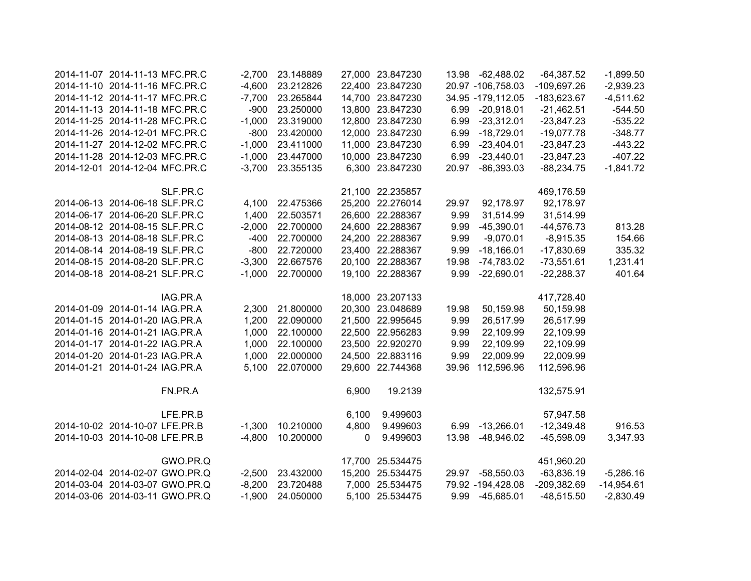| | | | | | | | | | | |
|---|---|---|---|---|---|---|---|---|---|---|
| 2014-11-07 | 2014-11-13 | MFC.PR.C | -2,700 | 23.148889 | 27,000 | 23.847230 | 13.98 | -62,488.02 | -64,387.52 | -1,899.50 |
| 2014-11-10 | 2014-11-16 | MFC.PR.C | -4,600 | 23.212826 | 22,400 | 23.847230 | 20.97 | -106,758.03 | -109,697.26 | -2,939.23 |
| 2014-11-12 | 2014-11-17 | MFC.PR.C | -7,700 | 23.265844 | 14,700 | 23.847230 | 34.95 | -179,112.05 | -183,623.67 | -4,511.62 |
| 2014-11-13 | 2014-11-18 | MFC.PR.C | -900 | 23.250000 | 13,800 | 23.847230 | 6.99 | -20,918.01 | -21,462.51 | -544.50 |
| 2014-11-25 | 2014-11-28 | MFC.PR.C | -1,000 | 23.319000 | 12,800 | 23.847230 | 6.99 | -23,312.01 | -23,847.23 | -535.22 |
| 2014-11-26 | 2014-12-01 | MFC.PR.C | -800 | 23.420000 | 12,000 | 23.847230 | 6.99 | -18,729.01 | -19,077.78 | -348.77 |
| 2014-11-27 | 2014-12-02 | MFC.PR.C | -1,000 | 23.411000 | 11,000 | 23.847230 | 6.99 | -23,404.01 | -23,847.23 | -443.22 |
| 2014-11-28 | 2014-12-03 | MFC.PR.C | -1,000 | 23.447000 | 10,000 | 23.847230 | 6.99 | -23,440.01 | -23,847.23 | -407.22 |
| 2014-12-01 | 2014-12-04 | MFC.PR.C | -3,700 | 23.355135 | 6,300 | 23.847230 | 20.97 | -86,393.03 | -88,234.75 | -1,841.72 |
| | | | | | | | | | | |
| | | SLF.PR.C | | | 21,100 | 22.235857 | | | 469,176.59 | |
| 2014-06-13 | 2014-06-18 | SLF.PR.C | 4,100 | 22.475366 | 25,200 | 22.276014 | 29.97 | 92,178.97 | 92,178.97 | |
| 2014-06-17 | 2014-06-20 | SLF.PR.C | 1,400 | 22.503571 | 26,600 | 22.288367 | 9.99 | 31,514.99 | 31,514.99 | |
| 2014-08-12 | 2014-08-15 | SLF.PR.C | -2,000 | 22.700000 | 24,600 | 22.288367 | 9.99 | -45,390.01 | -44,576.73 | 813.28 |
| 2014-08-13 | 2014-08-18 | SLF.PR.C | -400 | 22.700000 | 24,200 | 22.288367 | 9.99 | -9,070.01 | -8,915.35 | 154.66 |
| 2014-08-14 | 2014-08-19 | SLF.PR.C | -800 | 22.720000 | 23,400 | 22.288367 | 9.99 | -18,166.01 | -17,830.69 | 335.32 |
| 2014-08-15 | 2014-08-20 | SLF.PR.C | -3,300 | 22.667576 | 20,100 | 22.288367 | 19.98 | -74,783.02 | -73,551.61 | 1,231.41 |
| 2014-08-18 | 2014-08-21 | SLF.PR.C | -1,000 | 22.700000 | 19,100 | 22.288367 | 9.99 | -22,690.01 | -22,288.37 | 401.64 |
| | | | | | | | | | | |
| | | IAG.PR.A | | | 18,000 | 23.207133 | | | 417,728.40 | |
| 2014-01-09 | 2014-01-14 | IAG.PR.A | 2,300 | 21.800000 | 20,300 | 23.048689 | 19.98 | 50,159.98 | 50,159.98 | |
| 2014-01-15 | 2014-01-20 | IAG.PR.A | 1,200 | 22.090000 | 21,500 | 22.995645 | 9.99 | 26,517.99 | 26,517.99 | |
| 2014-01-16 | 2014-01-21 | IAG.PR.A | 1,000 | 22.100000 | 22,500 | 22.956283 | 9.99 | 22,109.99 | 22,109.99 | |
| 2014-01-17 | 2014-01-22 | IAG.PR.A | 1,000 | 22.100000 | 23,500 | 22.920270 | 9.99 | 22,109.99 | 22,109.99 | |
| 2014-01-20 | 2014-01-23 | IAG.PR.A | 1,000 | 22.000000 | 24,500 | 22.883116 | 9.99 | 22,009.99 | 22,009.99 | |
| 2014-01-21 | 2014-01-24 | IAG.PR.A | 5,100 | 22.070000 | 29,600 | 22.744368 | 39.96 | 112,596.96 | 112,596.96 | |
| | | | | | | | | | | |
| | | FN.PR.A | | | 6,900 | 19.2139 | | | 132,575.91 | |
| | | | | | | | | | | |
| | | LFE.PR.B | | | 6,100 | 9.499603 | | | 57,947.58 | |
| 2014-10-02 | 2014-10-07 | LFE.PR.B | -1,300 | 10.210000 | 4,800 | 9.499603 | 6.99 | -13,266.01 | -12,349.48 | 916.53 |
| 2014-10-03 | 2014-10-08 | LFE.PR.B | -4,800 | 10.200000 | 0 | 9.499603 | 13.98 | -48,946.02 | -45,598.09 | 3,347.93 |
| | | | | | | | | | | |
| | | GWO.PR.Q | | | 17,700 | 25.534475 | | | 451,960.20 | |
| 2014-02-04 | 2014-02-07 | GWO.PR.Q | -2,500 | 23.432000 | 15,200 | 25.534475 | 29.97 | -58,550.03 | -63,836.19 | -5,286.16 |
| 2014-03-04 | 2014-03-07 | GWO.PR.Q | -8,200 | 23.720488 | 7,000 | 25.534475 | 79.92 | -194,428.08 | -209,382.69 | -14,954.61 |
| 2014-03-06 | 2014-03-11 | GWO.PR.Q | -1,900 | 24.050000 | 5,100 | 25.534475 | 9.99 | -45,685.01 | -48,515.50 | -2,830.49 |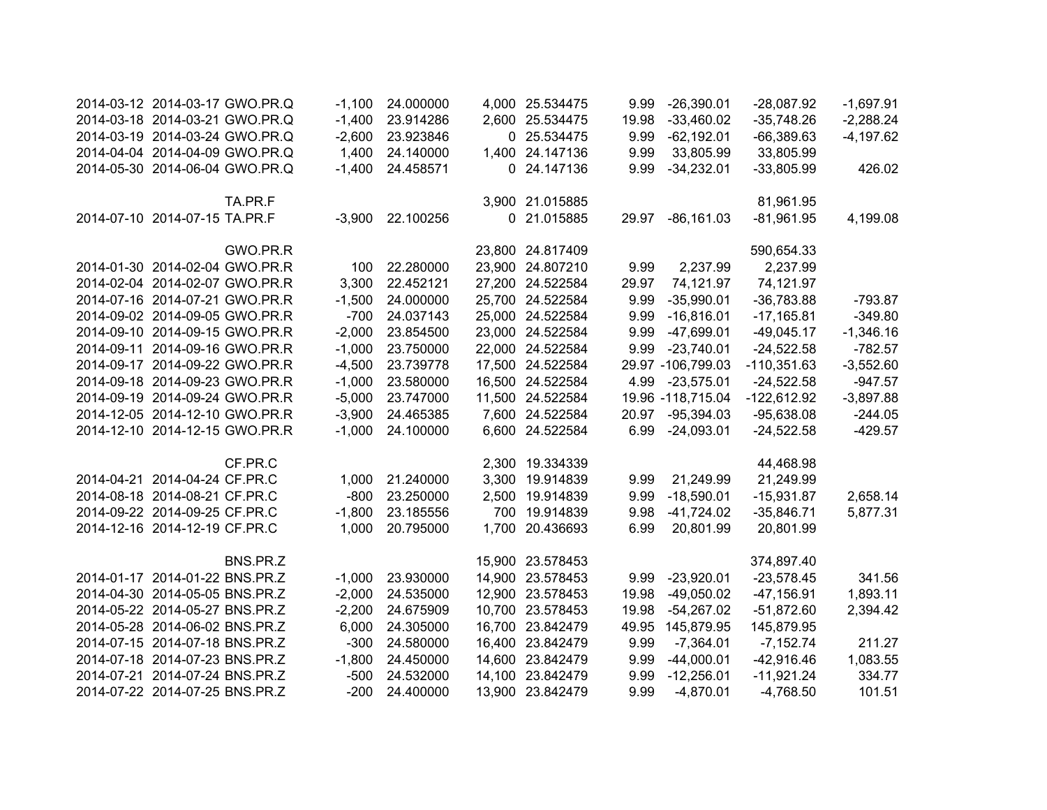| | | | | | | | | | | |
|---|---|---|---|---|---|---|---|---|---|---|
| 2014-03-12 | 2014-03-17 | GWO.PR.Q | -1,100 | 24.000000 | 4,000 | 25.534475 | 9.99 | -26,390.01 | -28,087.92 | -1,697.91 |
| 2014-03-18 | 2014-03-21 | GWO.PR.Q | -1,400 | 23.914286 | 2,600 | 25.534475 | 19.98 | -33,460.02 | -35,748.26 | -2,288.24 |
| 2014-03-19 | 2014-03-24 | GWO.PR.Q | -2,600 | 23.923846 | 0 | 25.534475 | 9.99 | -62,192.01 | -66,389.63 | -4,197.62 |
| 2014-04-04 | 2014-04-09 | GWO.PR.Q | 1,400 | 24.140000 | 1,400 | 24.147136 | 9.99 | 33,805.99 | 33,805.99 | |
| 2014-05-30 | 2014-06-04 | GWO.PR.Q | -1,400 | 24.458571 | 0 | 24.147136 | 9.99 | -34,232.01 | -33,805.99 | 426.02 |
| | | | | | | | | | | |
| | | TA.PR.F | | | 3,900 | 21.015885 | | | 81,961.95 | |
| 2014-07-10 | 2014-07-15 | TA.PR.F | -3,900 | 22.100256 | 0 | 21.015885 | 29.97 | -86,161.03 | -81,961.95 | 4,199.08 |
| | | | | | | | | | | |
| | | GWO.PR.R | | | 23,800 | 24.817409 | | | 590,654.33 | |
| 2014-01-30 | 2014-02-04 | GWO.PR.R | 100 | 22.280000 | 23,900 | 24.807210 | 9.99 | 2,237.99 | 2,237.99 | |
| 2014-02-04 | 2014-02-07 | GWO.PR.R | 3,300 | 22.452121 | 27,200 | 24.522584 | 29.97 | 74,121.97 | 74,121.97 | |
| 2014-07-16 | 2014-07-21 | GWO.PR.R | -1,500 | 24.000000 | 25,700 | 24.522584 | 9.99 | -35,990.01 | -36,783.88 | -793.87 |
| 2014-09-02 | 2014-09-05 | GWO.PR.R | -700 | 24.037143 | 25,000 | 24.522584 | 9.99 | -16,816.01 | -17,165.81 | -349.80 |
| 2014-09-10 | 2014-09-15 | GWO.PR.R | -2,000 | 23.854500 | 23,000 | 24.522584 | 9.99 | -47,699.01 | -49,045.17 | -1,346.16 |
| 2014-09-11 | 2014-09-16 | GWO.PR.R | -1,000 | 23.750000 | 22,000 | 24.522584 | 9.99 | -23,740.01 | -24,522.58 | -782.57 |
| 2014-09-17 | 2014-09-22 | GWO.PR.R | -4,500 | 23.739778 | 17,500 | 24.522584 | 29.97 | -106,799.03 | -110,351.63 | -3,552.60 |
| 2014-09-18 | 2014-09-23 | GWO.PR.R | -1,000 | 23.580000 | 16,500 | 24.522584 | 4.99 | -23,575.01 | -24,522.58 | -947.57 |
| 2014-09-19 | 2014-09-24 | GWO.PR.R | -5,000 | 23.747000 | 11,500 | 24.522584 | 19.96 | -118,715.04 | -122,612.92 | -3,897.88 |
| 2014-12-05 | 2014-12-10 | GWO.PR.R | -3,900 | 24.465385 | 7,600 | 24.522584 | 20.97 | -95,394.03 | -95,638.08 | -244.05 |
| 2014-12-10 | 2014-12-15 | GWO.PR.R | -1,000 | 24.100000 | 6,600 | 24.522584 | 6.99 | -24,093.01 | -24,522.58 | -429.57 |
| | | | | | | | | | | |
| | | CF.PR.C | | | 2,300 | 19.334339 | | | 44,468.98 | |
| 2014-04-21 | 2014-04-24 | CF.PR.C | 1,000 | 21.240000 | 3,300 | 19.914839 | 9.99 | 21,249.99 | 21,249.99 | |
| 2014-08-18 | 2014-08-21 | CF.PR.C | -800 | 23.250000 | 2,500 | 19.914839 | 9.99 | -18,590.01 | -15,931.87 | 2,658.14 |
| 2014-09-22 | 2014-09-25 | CF.PR.C | -1,800 | 23.185556 | 700 | 19.914839 | 9.98 | -41,724.02 | -35,846.71 | 5,877.31 |
| 2014-12-16 | 2014-12-19 | CF.PR.C | 1,000 | 20.795000 | 1,700 | 20.436693 | 6.99 | 20,801.99 | 20,801.99 | |
| | | | | | | | | | | |
| | | BNS.PR.Z | | | 15,900 | 23.578453 | | | 374,897.40 | |
| 2014-01-17 | 2014-01-22 | BNS.PR.Z | -1,000 | 23.930000 | 14,900 | 23.578453 | 9.99 | -23,920.01 | -23,578.45 | 341.56 |
| 2014-04-30 | 2014-05-05 | BNS.PR.Z | -2,000 | 24.535000 | 12,900 | 23.578453 | 19.98 | -49,050.02 | -47,156.91 | 1,893.11 |
| 2014-05-22 | 2014-05-27 | BNS.PR.Z | -2,200 | 24.675909 | 10,700 | 23.578453 | 19.98 | -54,267.02 | -51,872.60 | 2,394.42 |
| 2014-05-28 | 2014-06-02 | BNS.PR.Z | 6,000 | 24.305000 | 16,700 | 23.842479 | 49.95 | 145,879.95 | 145,879.95 | |
| 2014-07-15 | 2014-07-18 | BNS.PR.Z | -300 | 24.580000 | 16,400 | 23.842479 | 9.99 | -7,364.01 | -7,152.74 | 211.27 |
| 2014-07-18 | 2014-07-23 | BNS.PR.Z | -1,800 | 24.450000 | 14,600 | 23.842479 | 9.99 | -44,000.01 | -42,916.46 | 1,083.55 |
| 2014-07-21 | 2014-07-24 | BNS.PR.Z | -500 | 24.532000 | 14,100 | 23.842479 | 9.99 | -12,256.01 | -11,921.24 | 334.77 |
| 2014-07-22 | 2014-07-25 | BNS.PR.Z | -200 | 24.400000 | 13,900 | 23.842479 | 9.99 | -4,870.01 | -4,768.50 | 101.51 |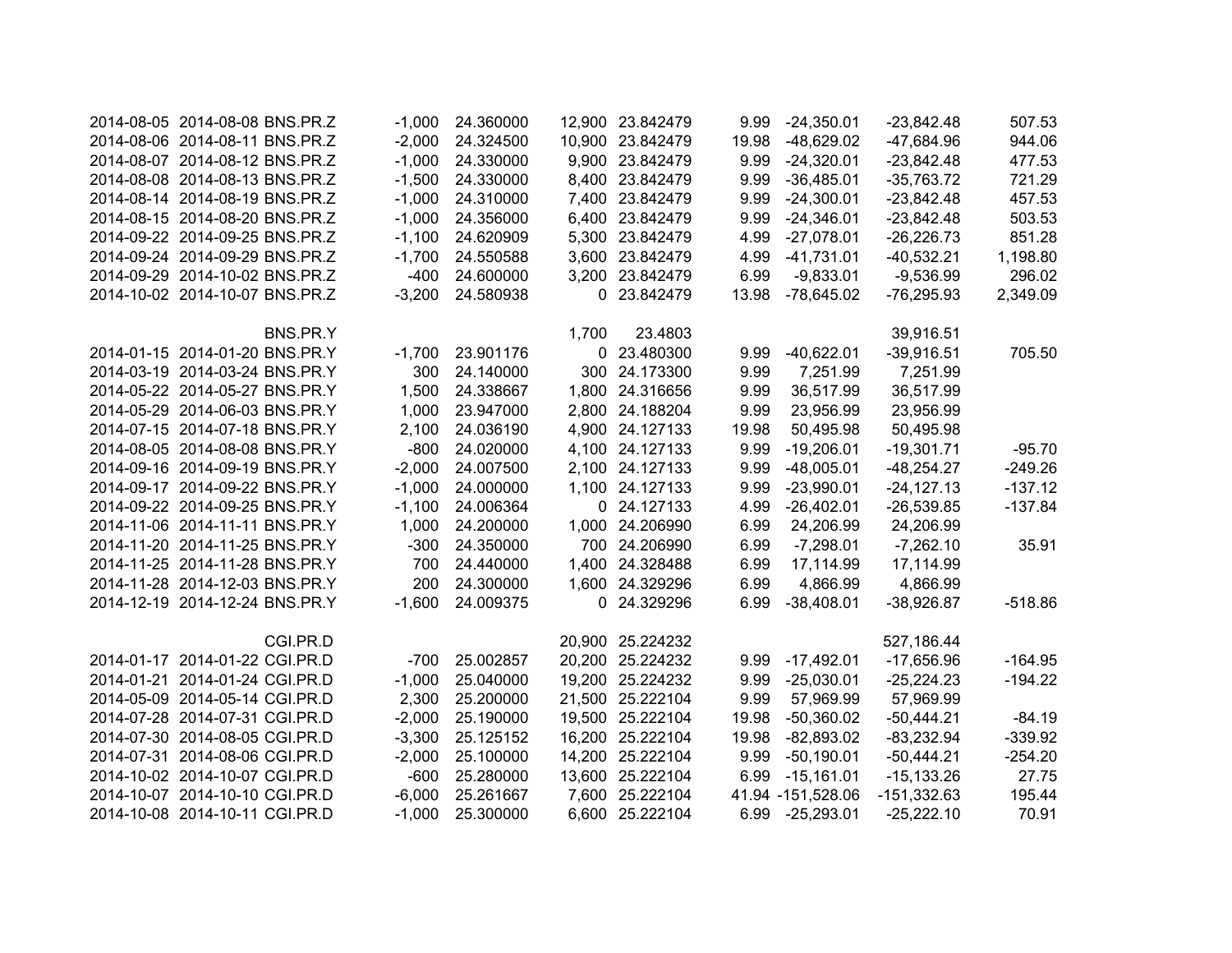| | | | | | | | | | | |
|---|---|---|---|---|---|---|---|---|---|---|
| 2014-08-05 | 2014-08-08 | BNS.PR.Z | -1,000 | 24.360000 | 12,900 | 23.842479 | 9.99 | -24,350.01 | -23,842.48 | 507.53 |
| 2014-08-06 | 2014-08-11 | BNS.PR.Z | -2,000 | 24.324500 | 10,900 | 23.842479 | 19.98 | -48,629.02 | -47,684.96 | 944.06 |
| 2014-08-07 | 2014-08-12 | BNS.PR.Z | -1,000 | 24.330000 | 9,900 | 23.842479 | 9.99 | -24,320.01 | -23,842.48 | 477.53 |
| 2014-08-08 | 2014-08-13 | BNS.PR.Z | -1,500 | 24.330000 | 8,400 | 23.842479 | 9.99 | -36,485.01 | -35,763.72 | 721.29 |
| 2014-08-14 | 2014-08-19 | BNS.PR.Z | -1,000 | 24.310000 | 7,400 | 23.842479 | 9.99 | -24,300.01 | -23,842.48 | 457.53 |
| 2014-08-15 | 2014-08-20 | BNS.PR.Z | -1,000 | 24.356000 | 6,400 | 23.842479 | 9.99 | -24,346.01 | -23,842.48 | 503.53 |
| 2014-09-22 | 2014-09-25 | BNS.PR.Z | -1,100 | 24.620909 | 5,300 | 23.842479 | 4.99 | -27,078.01 | -26,226.73 | 851.28 |
| 2014-09-24 | 2014-09-29 | BNS.PR.Z | -1,700 | 24.550588 | 3,600 | 23.842479 | 4.99 | -41,731.01 | -40,532.21 | 1,198.80 |
| 2014-09-29 | 2014-10-02 | BNS.PR.Z | -400 | 24.600000 | 3,200 | 23.842479 | 6.99 | -9,833.01 | -9,536.99 | 296.02 |
| 2014-10-02 | 2014-10-07 | BNS.PR.Z | -3,200 | 24.580938 | 0 | 23.842479 | 13.98 | -78,645.02 | -76,295.93 | 2,349.09 |
| | | | | | | | | | | |
| | | BNS.PR.Y | | | 1,700 | 23.4803 | | | 39,916.51 | |
| 2014-01-15 | 2014-01-20 | BNS.PR.Y | -1,700 | 23.901176 | 0 | 23.480300 | 9.99 | -40,622.01 | -39,916.51 | 705.50 |
| 2014-03-19 | 2014-03-24 | BNS.PR.Y | 300 | 24.140000 | 300 | 24.173300 | 9.99 | 7,251.99 | 7,251.99 | |
| 2014-05-22 | 2014-05-27 | BNS.PR.Y | 1,500 | 24.338667 | 1,800 | 24.316656 | 9.99 | 36,517.99 | 36,517.99 | |
| 2014-05-29 | 2014-06-03 | BNS.PR.Y | 1,000 | 23.947000 | 2,800 | 24.188204 | 9.99 | 23,956.99 | 23,956.99 | |
| 2014-07-15 | 2014-07-18 | BNS.PR.Y | 2,100 | 24.036190 | 4,900 | 24.127133 | 19.98 | 50,495.98 | 50,495.98 | |
| 2014-08-05 | 2014-08-08 | BNS.PR.Y | -800 | 24.020000 | 4,100 | 24.127133 | 9.99 | -19,206.01 | -19,301.71 | -95.70 |
| 2014-09-16 | 2014-09-19 | BNS.PR.Y | -2,000 | 24.007500 | 2,100 | 24.127133 | 9.99 | -48,005.01 | -48,254.27 | -249.26 |
| 2014-09-17 | 2014-09-22 | BNS.PR.Y | -1,000 | 24.000000 | 1,100 | 24.127133 | 9.99 | -23,990.01 | -24,127.13 | -137.12 |
| 2014-09-22 | 2014-09-25 | BNS.PR.Y | -1,100 | 24.006364 | 0 | 24.127133 | 4.99 | -26,402.01 | -26,539.85 | -137.84 |
| 2014-11-06 | 2014-11-11 | BNS.PR.Y | 1,000 | 24.200000 | 1,000 | 24.206990 | 6.99 | 24,206.99 | 24,206.99 | |
| 2014-11-20 | 2014-11-25 | BNS.PR.Y | -300 | 24.350000 | 700 | 24.206990 | 6.99 | -7,298.01 | -7,262.10 | 35.91 |
| 2014-11-25 | 2014-11-28 | BNS.PR.Y | 700 | 24.440000 | 1,400 | 24.328488 | 6.99 | 17,114.99 | 17,114.99 | |
| 2014-11-28 | 2014-12-03 | BNS.PR.Y | 200 | 24.300000 | 1,600 | 24.329296 | 6.99 | 4,866.99 | 4,866.99 | |
| 2014-12-19 | 2014-12-24 | BNS.PR.Y | -1,600 | 24.009375 | 0 | 24.329296 | 6.99 | -38,408.01 | -38,926.87 | -518.86 |
| | | | | | | | | | | |
| | | CGI.PR.D | | | 20,900 | 25.224232 | | | 527,186.44 | |
| 2014-01-17 | 2014-01-22 | CGI.PR.D | -700 | 25.002857 | 20,200 | 25.224232 | 9.99 | -17,492.01 | -17,656.96 | -164.95 |
| 2014-01-21 | 2014-01-24 | CGI.PR.D | -1,000 | 25.040000 | 19,200 | 25.224232 | 9.99 | -25,030.01 | -25,224.23 | -194.22 |
| 2014-05-09 | 2014-05-14 | CGI.PR.D | 2,300 | 25.200000 | 21,500 | 25.222104 | 9.99 | 57,969.99 | 57,969.99 | |
| 2014-07-28 | 2014-07-31 | CGI.PR.D | -2,000 | 25.190000 | 19,500 | 25.222104 | 19.98 | -50,360.02 | -50,444.21 | -84.19 |
| 2014-07-30 | 2014-08-05 | CGI.PR.D | -3,300 | 25.125152 | 16,200 | 25.222104 | 19.98 | -82,893.02 | -83,232.94 | -339.92 |
| 2014-07-31 | 2014-08-06 | CGI.PR.D | -2,000 | 25.100000 | 14,200 | 25.222104 | 9.99 | -50,190.01 | -50,444.21 | -254.20 |
| 2014-10-02 | 2014-10-07 | CGI.PR.D | -600 | 25.280000 | 13,600 | 25.222104 | 6.99 | -15,161.01 | -15,133.26 | 27.75 |
| 2014-10-07 | 2014-10-10 | CGI.PR.D | -6,000 | 25.261667 | 7,600 | 25.222104 | 41.94 | -151,528.06 | -151,332.63 | 195.44 |
| 2014-10-08 | 2014-10-11 | CGI.PR.D | -1,000 | 25.300000 | 6,600 | 25.222104 | 6.99 | -25,293.01 | -25,222.10 | 70.91 |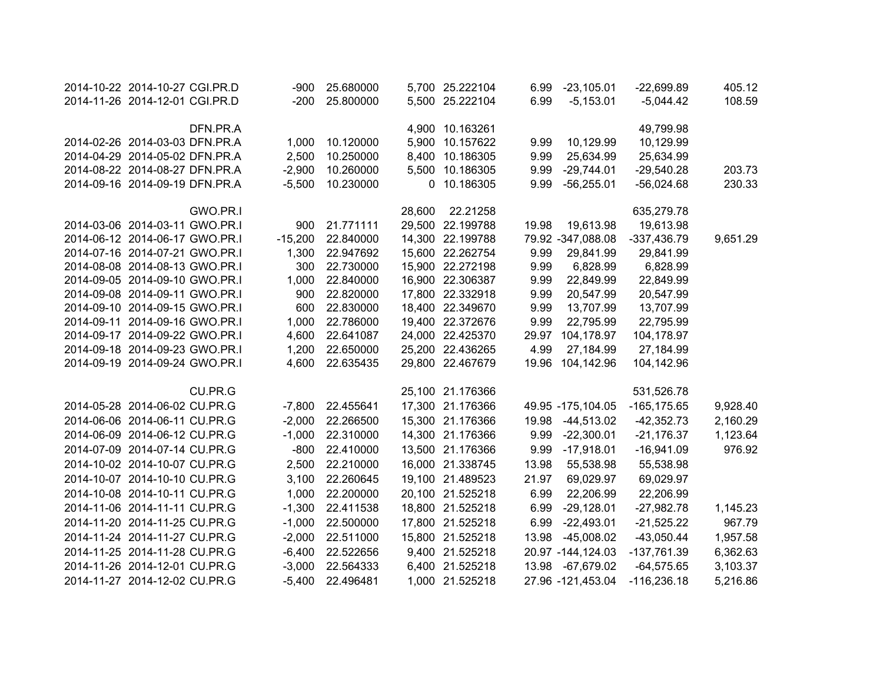| | | | | | | | | | | |
|---|---|---|---|---|---|---|---|---|---|---|
| 2014-10-22 | 2014-10-27 | CGI.PR.D | -900 | 25.680000 | 5,700 | 25.222104 | 6.99 | -23,105.01 | -22,699.89 | 405.12 |
| 2014-11-26 | 2014-12-01 | CGI.PR.D | -200 | 25.800000 | 5,500 | 25.222104 | 6.99 | -5,153.01 | -5,044.42 | 108.59 |
| | | | | | | | | | | |
| | | DFN.PR.A | | | 4,900 | 10.163261 | | | 49,799.98 | |
| 2014-02-26 | 2014-03-03 | DFN.PR.A | 1,000 | 10.120000 | 5,900 | 10.157622 | 9.99 | 10,129.99 | 10,129.99 | |
| 2014-04-29 | 2014-05-02 | DFN.PR.A | 2,500 | 10.250000 | 8,400 | 10.186305 | 9.99 | 25,634.99 | 25,634.99 | |
| 2014-08-22 | 2014-08-27 | DFN.PR.A | -2,900 | 10.260000 | 5,500 | 10.186305 | 9.99 | -29,744.01 | -29,540.28 | 203.73 |
| 2014-09-16 | 2014-09-19 | DFN.PR.A | -5,500 | 10.230000 | 0 | 10.186305 | 9.99 | -56,255.01 | -56,024.68 | 230.33 |
| | | | | | | | | | | |
| | | GWO.PR.I | | | 28,600 | 22.21258 | | | 635,279.78 | |
| 2014-03-06 | 2014-03-11 | GWO.PR.I | 900 | 21.771111 | 29,500 | 22.199788 | 19.98 | 19,613.98 | 19,613.98 | |
| 2014-06-12 | 2014-06-17 | GWO.PR.I | -15,200 | 22.840000 | 14,300 | 22.199788 | 79.92 | -347,088.08 | -337,436.79 | 9,651.29 |
| 2014-07-16 | 2014-07-21 | GWO.PR.I | 1,300 | 22.947692 | 15,600 | 22.262754 | 9.99 | 29,841.99 | 29,841.99 | |
| 2014-08-08 | 2014-08-13 | GWO.PR.I | 300 | 22.730000 | 15,900 | 22.272198 | 9.99 | 6,828.99 | 6,828.99 | |
| 2014-09-05 | 2014-09-10 | GWO.PR.I | 1,000 | 22.840000 | 16,900 | 22.306387 | 9.99 | 22,849.99 | 22,849.99 | |
| 2014-09-08 | 2014-09-11 | GWO.PR.I | 900 | 22.820000 | 17,800 | 22.332918 | 9.99 | 20,547.99 | 20,547.99 | |
| 2014-09-10 | 2014-09-15 | GWO.PR.I | 600 | 22.830000 | 18,400 | 22.349670 | 9.99 | 13,707.99 | 13,707.99 | |
| 2014-09-11 | 2014-09-16 | GWO.PR.I | 1,000 | 22.786000 | 19,400 | 22.372676 | 9.99 | 22,795.99 | 22,795.99 | |
| 2014-09-17 | 2014-09-22 | GWO.PR.I | 4,600 | 22.641087 | 24,000 | 22.425370 | 29.97 | 104,178.97 | 104,178.97 | |
| 2014-09-18 | 2014-09-23 | GWO.PR.I | 1,200 | 22.650000 | 25,200 | 22.436265 | 4.99 | 27,184.99 | 27,184.99 | |
| 2014-09-19 | 2014-09-24 | GWO.PR.I | 4,600 | 22.635435 | 29,800 | 22.467679 | 19.96 | 104,142.96 | 104,142.96 | |
| | | | | | | | | | | |
| | | CU.PR.G | | | 25,100 | 21.176366 | | | 531,526.78 | |
| 2014-05-28 | 2014-06-02 | CU.PR.G | -7,800 | 22.455641 | 17,300 | 21.176366 | 49.95 | -175,104.05 | -165,175.65 | 9,928.40 |
| 2014-06-06 | 2014-06-11 | CU.PR.G | -2,000 | 22.266500 | 15,300 | 21.176366 | 19.98 | -44,513.02 | -42,352.73 | 2,160.29 |
| 2014-06-09 | 2014-06-12 | CU.PR.G | -1,000 | 22.310000 | 14,300 | 21.176366 | 9.99 | -22,300.01 | -21,176.37 | 1,123.64 |
| 2014-07-09 | 2014-07-14 | CU.PR.G | -800 | 22.410000 | 13,500 | 21.176366 | 9.99 | -17,918.01 | -16,941.09 | 976.92 |
| 2014-10-02 | 2014-10-07 | CU.PR.G | 2,500 | 22.210000 | 16,000 | 21.338745 | 13.98 | 55,538.98 | 55,538.98 | |
| 2014-10-07 | 2014-10-10 | CU.PR.G | 3,100 | 22.260645 | 19,100 | 21.489523 | 21.97 | 69,029.97 | 69,029.97 | |
| 2014-10-08 | 2014-10-11 | CU.PR.G | 1,000 | 22.200000 | 20,100 | 21.525218 | 6.99 | 22,206.99 | 22,206.99 | |
| 2014-11-06 | 2014-11-11 | CU.PR.G | -1,300 | 22.411538 | 18,800 | 21.525218 | 6.99 | -29,128.01 | -27,982.78 | 1,145.23 |
| 2014-11-20 | 2014-11-25 | CU.PR.G | -1,000 | 22.500000 | 17,800 | 21.525218 | 6.99 | -22,493.01 | -21,525.22 | 967.79 |
| 2014-11-24 | 2014-11-27 | CU.PR.G | -2,000 | 22.511000 | 15,800 | 21.525218 | 13.98 | -45,008.02 | -43,050.44 | 1,957.58 |
| 2014-11-25 | 2014-11-28 | CU.PR.G | -6,400 | 22.522656 | 9,400 | 21.525218 | 20.97 | -144,124.03 | -137,761.39 | 6,362.63 |
| 2014-11-26 | 2014-12-01 | CU.PR.G | -3,000 | 22.564333 | 6,400 | 21.525218 | 13.98 | -67,679.02 | -64,575.65 | 3,103.37 |
| 2014-11-27 | 2014-12-02 | CU.PR.G | -5,400 | 22.496481 | 1,000 | 21.525218 | 27.96 | -121,453.04 | -116,236.18 | 5,216.86 |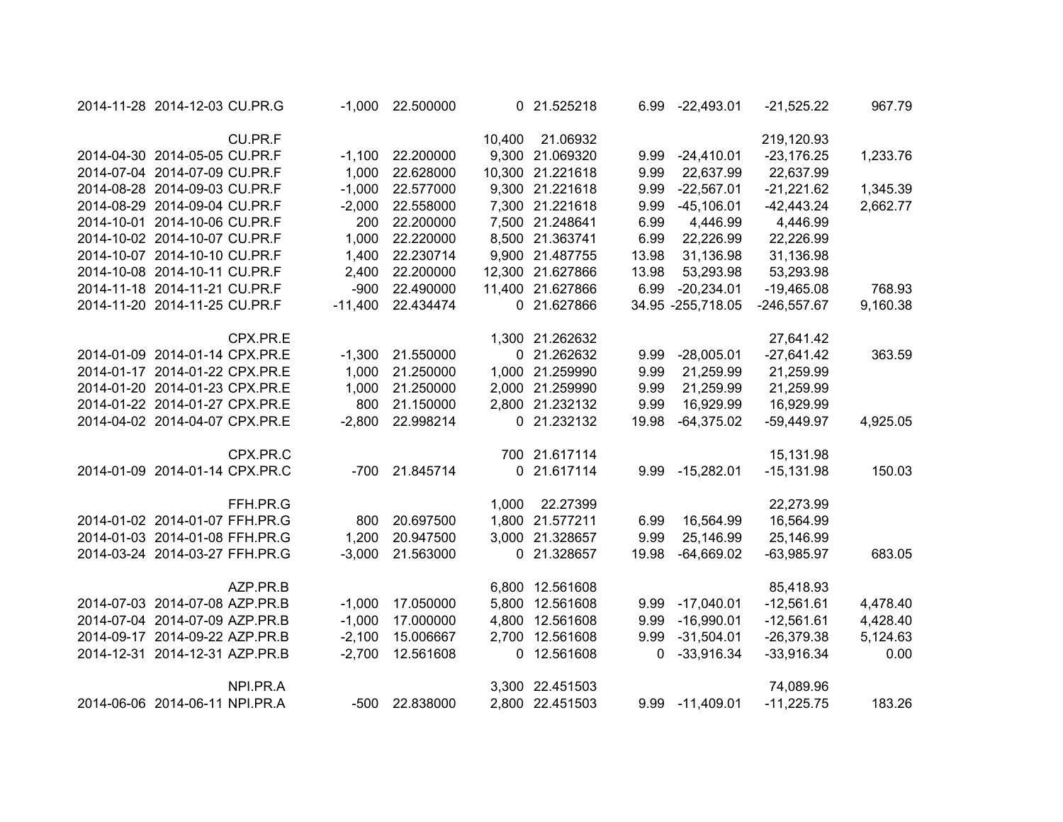| | | | | | | | | | | |
|---|---|---|---|---|---|---|---|---|---|---|
| 2014-11-28 | 2014-12-03 | CU.PR.G | -1,000 | 22.500000 | 0 | 21.525218 | 6.99 | -22,493.01 | -21,525.22 | 967.79 |
| | | | | | | | | | | |
| | | CU.PR.F | | | 10,400 | 21.06932 | | | 219,120.93 | |
| 2014-04-30 | 2014-05-05 | CU.PR.F | -1,100 | 22.200000 | 9,300 | 21.069320 | 9.99 | -24,410.01 | -23,176.25 | 1,233.76 |
| 2014-07-04 | 2014-07-09 | CU.PR.F | 1,000 | 22.628000 | 10,300 | 21.221618 | 9.99 | 22,637.99 | 22,637.99 | |
| 2014-08-28 | 2014-09-03 | CU.PR.F | -1,000 | 22.577000 | 9,300 | 21.221618 | 9.99 | -22,567.01 | -21,221.62 | 1,345.39 |
| 2014-08-29 | 2014-09-04 | CU.PR.F | -2,000 | 22.558000 | 7,300 | 21.221618 | 9.99 | -45,106.01 | -42,443.24 | 2,662.77 |
| 2014-10-01 | 2014-10-06 | CU.PR.F | 200 | 22.200000 | 7,500 | 21.248641 | 6.99 | 4,446.99 | 4,446.99 | |
| 2014-10-02 | 2014-10-07 | CU.PR.F | 1,000 | 22.220000 | 8,500 | 21.363741 | 6.99 | 22,226.99 | 22,226.99 | |
| 2014-10-07 | 2014-10-10 | CU.PR.F | 1,400 | 22.230714 | 9,900 | 21.487755 | 13.98 | 31,136.98 | 31,136.98 | |
| 2014-10-08 | 2014-10-11 | CU.PR.F | 2,400 | 22.200000 | 12,300 | 21.627866 | 13.98 | 53,293.98 | 53,293.98 | |
| 2014-11-18 | 2014-11-21 | CU.PR.F | -900 | 22.490000 | 11,400 | 21.627866 | 6.99 | -20,234.01 | -19,465.08 | 768.93 |
| 2014-11-20 | 2014-11-25 | CU.PR.F | -11,400 | 22.434474 | 0 | 21.627866 | 34.95 | -255,718.05 | -246,557.67 | 9,160.38 |
| | | | | | | | | | | |
| | | CPX.PR.E | | | 1,300 | 21.262632 | | | 27,641.42 | |
| 2014-01-09 | 2014-01-14 | CPX.PR.E | -1,300 | 21.550000 | 0 | 21.262632 | 9.99 | -28,005.01 | -27,641.42 | 363.59 |
| 2014-01-17 | 2014-01-22 | CPX.PR.E | 1,000 | 21.250000 | 1,000 | 21.259990 | 9.99 | 21,259.99 | 21,259.99 | |
| 2014-01-20 | 2014-01-23 | CPX.PR.E | 1,000 | 21.250000 | 2,000 | 21.259990 | 9.99 | 21,259.99 | 21,259.99 | |
| 2014-01-22 | 2014-01-27 | CPX.PR.E | 800 | 21.150000 | 2,800 | 21.232132 | 9.99 | 16,929.99 | 16,929.99 | |
| 2014-04-02 | 2014-04-07 | CPX.PR.E | -2,800 | 22.998214 | 0 | 21.232132 | 19.98 | -64,375.02 | -59,449.97 | 4,925.05 |
| | | | | | | | | | | |
| | | CPX.PR.C | | | 700 | 21.617114 | | | 15,131.98 | |
| 2014-01-09 | 2014-01-14 | CPX.PR.C | -700 | 21.845714 | 0 | 21.617114 | 9.99 | -15,282.01 | -15,131.98 | 150.03 |
| | | | | | | | | | | |
| | | FFH.PR.G | | | 1,000 | 22.27399 | | | 22,273.99 | |
| 2014-01-02 | 2014-01-07 | FFH.PR.G | 800 | 20.697500 | 1,800 | 21.577211 | 6.99 | 16,564.99 | 16,564.99 | |
| 2014-01-03 | 2014-01-08 | FFH.PR.G | 1,200 | 20.947500 | 3,000 | 21.328657 | 9.99 | 25,146.99 | 25,146.99 | |
| 2014-03-24 | 2014-03-27 | FFH.PR.G | -3,000 | 21.563000 | 0 | 21.328657 | 19.98 | -64,669.02 | -63,985.97 | 683.05 |
| | | | | | | | | | | |
| | | AZP.PR.B | | | 6,800 | 12.561608 | | | 85,418.93 | |
| 2014-07-03 | 2014-07-08 | AZP.PR.B | -1,000 | 17.050000 | 5,800 | 12.561608 | 9.99 | -17,040.01 | -12,561.61 | 4,478.40 |
| 2014-07-04 | 2014-07-09 | AZP.PR.B | -1,000 | 17.000000 | 4,800 | 12.561608 | 9.99 | -16,990.01 | -12,561.61 | 4,428.40 |
| 2014-09-17 | 2014-09-22 | AZP.PR.B | -2,100 | 15.006667 | 2,700 | 12.561608 | 9.99 | -31,504.01 | -26,379.38 | 5,124.63 |
| 2014-12-31 | 2014-12-31 | AZP.PR.B | -2,700 | 12.561608 | 0 | 12.561608 | 0 | -33,916.34 | -33,916.34 | 0.00 |
| | | | | | | | | | | |
| | | NPI.PR.A | | | 3,300 | 22.451503 | | | 74,089.96 | |
| 2014-06-06 | 2014-06-11 | NPI.PR.A | -500 | 22.838000 | 2,800 | 22.451503 | 9.99 | -11,409.01 | -11,225.75 | 183.26 |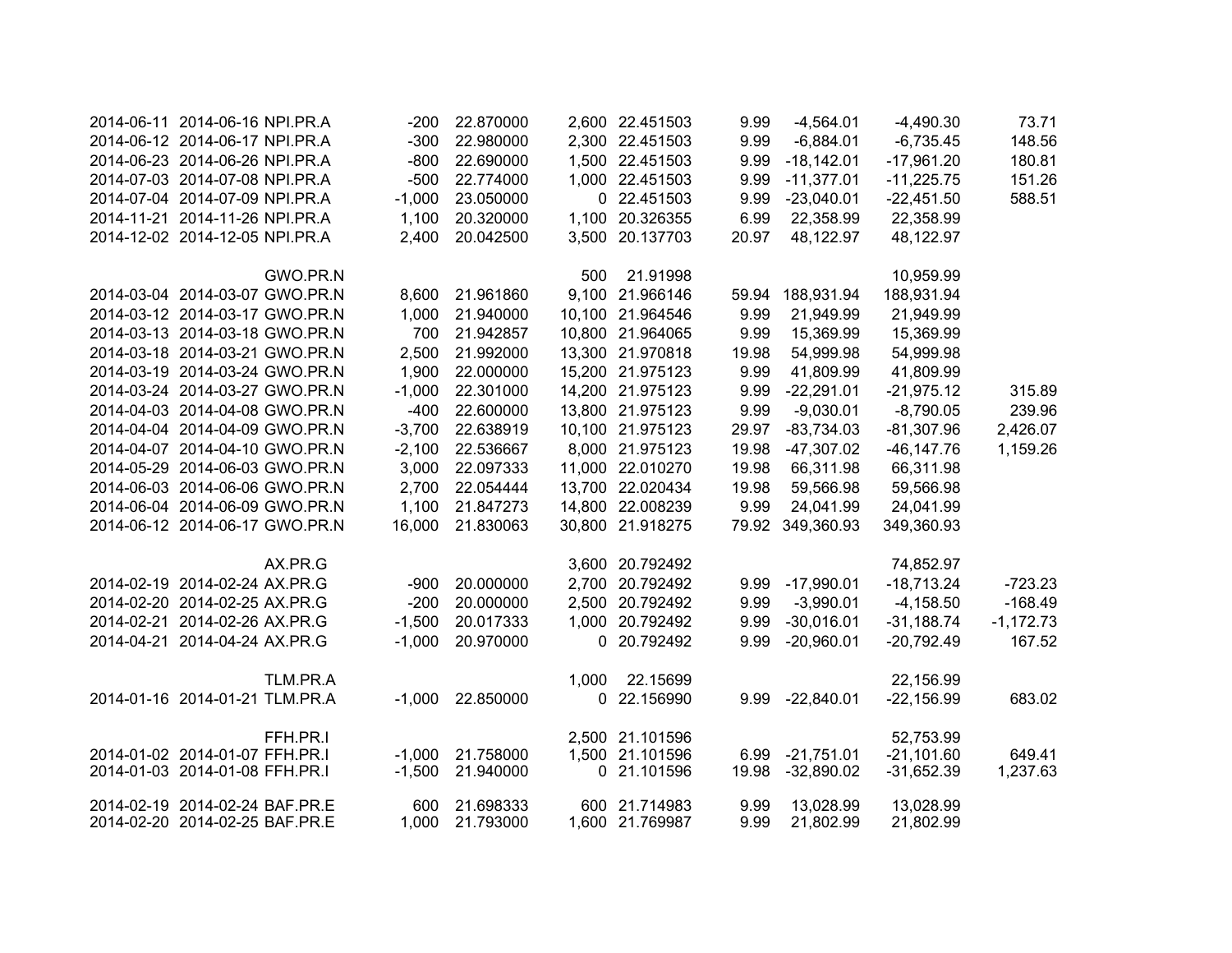| | | | | | | | | | | |
|---|---|---|---|---|---|---|---|---|---|---|
| 2014-06-11 | 2014-06-16 | NPI.PR.A | -200 | 22.870000 | 2,600 | 22.451503 | 9.99 | -4,564.01 | -4,490.30 | 73.71 |
| 2014-06-12 | 2014-06-17 | NPI.PR.A | -300 | 22.980000 | 2,300 | 22.451503 | 9.99 | -6,884.01 | -6,735.45 | 148.56 |
| 2014-06-23 | 2014-06-26 | NPI.PR.A | -800 | 22.690000 | 1,500 | 22.451503 | 9.99 | -18,142.01 | -17,961.20 | 180.81 |
| 2014-07-03 | 2014-07-08 | NPI.PR.A | -500 | 22.774000 | 1,000 | 22.451503 | 9.99 | -11,377.01 | -11,225.75 | 151.26 |
| 2014-07-04 | 2014-07-09 | NPI.PR.A | -1,000 | 23.050000 | 0 | 22.451503 | 9.99 | -23,040.01 | -22,451.50 | 588.51 |
| 2014-11-21 | 2014-11-26 | NPI.PR.A | 1,100 | 20.320000 | 1,100 | 20.326355 | 6.99 | 22,358.99 | 22,358.99 | |
| 2014-12-02 | 2014-12-05 | NPI.PR.A | 2,400 | 20.042500 | 3,500 | 20.137703 | 20.97 | 48,122.97 | 48,122.97 | |
| | | | | | | | | | | |
| | | GWO.PR.N | | | 500 | 21.91998 | | | 10,959.99 | |
| 2014-03-04 | 2014-03-07 | GWO.PR.N | 8,600 | 21.961860 | 9,100 | 21.966146 | 59.94 | 188,931.94 | 188,931.94 | |
| 2014-03-12 | 2014-03-17 | GWO.PR.N | 1,000 | 21.940000 | 10,100 | 21.964546 | 9.99 | 21,949.99 | 21,949.99 | |
| 2014-03-13 | 2014-03-18 | GWO.PR.N | 700 | 21.942857 | 10,800 | 21.964065 | 9.99 | 15,369.99 | 15,369.99 | |
| 2014-03-18 | 2014-03-21 | GWO.PR.N | 2,500 | 21.992000 | 13,300 | 21.970818 | 19.98 | 54,999.98 | 54,999.98 | |
| 2014-03-19 | 2014-03-24 | GWO.PR.N | 1,900 | 22.000000 | 15,200 | 21.975123 | 9.99 | 41,809.99 | 41,809.99 | |
| 2014-03-24 | 2014-03-27 | GWO.PR.N | -1,000 | 22.301000 | 14,200 | 21.975123 | 9.99 | -22,291.01 | -21,975.12 | 315.89 |
| 2014-04-03 | 2014-04-08 | GWO.PR.N | -400 | 22.600000 | 13,800 | 21.975123 | 9.99 | -9,030.01 | -8,790.05 | 239.96 |
| 2014-04-04 | 2014-04-09 | GWO.PR.N | -3,700 | 22.638919 | 10,100 | 21.975123 | 29.97 | -83,734.03 | -81,307.96 | 2,426.07 |
| 2014-04-07 | 2014-04-10 | GWO.PR.N | -2,100 | 22.536667 | 8,000 | 21.975123 | 19.98 | -47,307.02 | -46,147.76 | 1,159.26 |
| 2014-05-29 | 2014-06-03 | GWO.PR.N | 3,000 | 22.097333 | 11,000 | 22.010270 | 19.98 | 66,311.98 | 66,311.98 | |
| 2014-06-03 | 2014-06-06 | GWO.PR.N | 2,700 | 22.054444 | 13,700 | 22.020434 | 19.98 | 59,566.98 | 59,566.98 | |
| 2014-06-04 | 2014-06-09 | GWO.PR.N | 1,100 | 21.847273 | 14,800 | 22.008239 | 9.99 | 24,041.99 | 24,041.99 | |
| 2014-06-12 | 2014-06-17 | GWO.PR.N | 16,000 | 21.830063 | 30,800 | 21.918275 | 79.92 | 349,360.93 | 349,360.93 | |
| | | | | | | | | | | |
| | | AX.PR.G | | | 3,600 | 20.792492 | | | 74,852.97 | |
| 2014-02-19 | 2014-02-24 | AX.PR.G | -900 | 20.000000 | 2,700 | 20.792492 | 9.99 | -17,990.01 | -18,713.24 | -723.23 |
| 2014-02-20 | 2014-02-25 | AX.PR.G | -200 | 20.000000 | 2,500 | 20.792492 | 9.99 | -3,990.01 | -4,158.50 | -168.49 |
| 2014-02-21 | 2014-02-26 | AX.PR.G | -1,500 | 20.017333 | 1,000 | 20.792492 | 9.99 | -30,016.01 | -31,188.74 | -1,172.73 |
| 2014-04-21 | 2014-04-24 | AX.PR.G | -1,000 | 20.970000 | 0 | 20.792492 | 9.99 | -20,960.01 | -20,792.49 | 167.52 |
| | | | | | | | | | | |
| | | TLM.PR.A | | | 1,000 | 22.15699 | | | 22,156.99 | |
| 2014-01-16 | 2014-01-21 | TLM.PR.A | -1,000 | 22.850000 | 0 | 22.156990 | 9.99 | -22,840.01 | -22,156.99 | 683.02 |
| | | | | | | | | | | |
| | | FFH.PR.I | | | 2,500 | 21.101596 | | | 52,753.99 | |
| 2014-01-02 | 2014-01-07 | FFH.PR.I | -1,000 | 21.758000 | 1,500 | 21.101596 | 6.99 | -21,751.01 | -21,101.60 | 649.41 |
| 2014-01-03 | 2014-01-08 | FFH.PR.I | -1,500 | 21.940000 | 0 | 21.101596 | 19.98 | -32,890.02 | -31,652.39 | 1,237.63 |
| | | | | | | | | | | |
| 2014-02-19 | 2014-02-24 | BAF.PR.E | 600 | 21.698333 | 600 | 21.714983 | 9.99 | 13,028.99 | 13,028.99 | |
| 2014-02-20 | 2014-02-25 | BAF.PR.E | 1,000 | 21.793000 | 1,600 | 21.769987 | 9.99 | 21,802.99 | 21,802.99 | |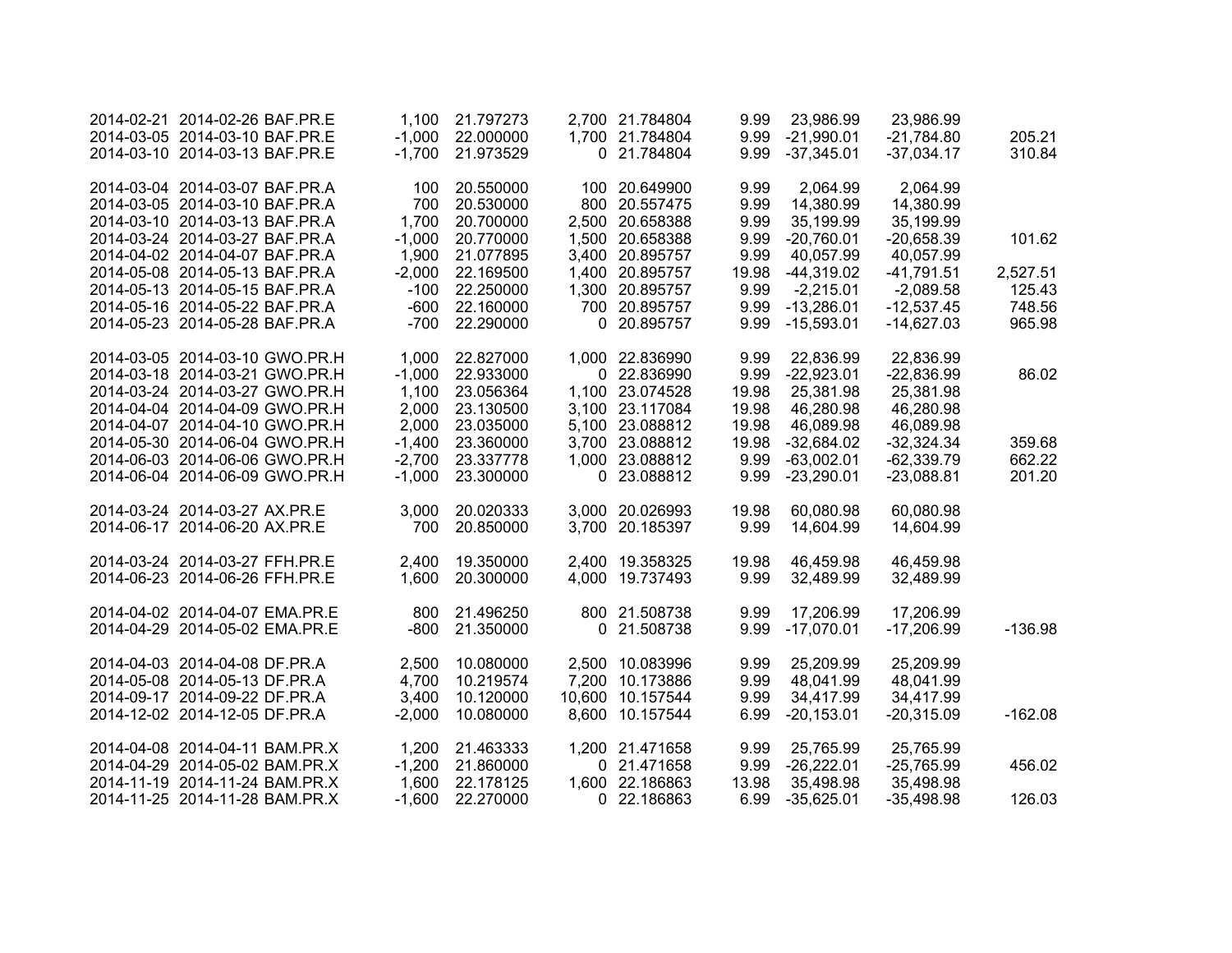| | | | | | | | | | | |
|---|---|---|---|---|---|---|---|---|---|---|
| 2014-02-21 | 2014-02-26 | BAF.PR.E | 1,100 | 21.797273 | 2,700 | 21.784804 | 9.99 | 23,986.99 | 23,986.99 | |
| 2014-03-05 | 2014-03-10 | BAF.PR.E | -1,000 | 22.000000 | 1,700 | 21.784804 | 9.99 | -21,990.01 | -21,784.80 | 205.21 |
| 2014-03-10 | 2014-03-13 | BAF.PR.E | -1,700 | 21.973529 | 0 | 21.784804 | 9.99 | -37,345.01 | -37,034.17 | 310.84 |
| | | | | | | | | | | |
| 2014-03-04 | 2014-03-07 | BAF.PR.A | 100 | 20.550000 | 100 | 20.649900 | 9.99 | 2,064.99 | 2,064.99 | |
| 2014-03-05 | 2014-03-10 | BAF.PR.A | 700 | 20.530000 | 800 | 20.557475 | 9.99 | 14,380.99 | 14,380.99 | |
| 2014-03-10 | 2014-03-13 | BAF.PR.A | 1,700 | 20.700000 | 2,500 | 20.658388 | 9.99 | 35,199.99 | 35,199.99 | |
| 2014-03-24 | 2014-03-27 | BAF.PR.A | -1,000 | 20.770000 | 1,500 | 20.658388 | 9.99 | -20,760.01 | -20,658.39 | 101.62 |
| 2014-04-02 | 2014-04-07 | BAF.PR.A | 1,900 | 21.077895 | 3,400 | 20.895757 | 9.99 | 40,057.99 | 40,057.99 | |
| 2014-05-08 | 2014-05-13 | BAF.PR.A | -2,000 | 22.169500 | 1,400 | 20.895757 | 19.98 | -44,319.02 | -41,791.51 | 2,527.51 |
| 2014-05-13 | 2014-05-15 | BAF.PR.A | -100 | 22.250000 | 1,300 | 20.895757 | 9.99 | -2,215.01 | -2,089.58 | 125.43 |
| 2014-05-16 | 2014-05-22 | BAF.PR.A | -600 | 22.160000 | 700 | 20.895757 | 9.99 | -13,286.01 | -12,537.45 | 748.56 |
| 2014-05-23 | 2014-05-28 | BAF.PR.A | -700 | 22.290000 | 0 | 20.895757 | 9.99 | -15,593.01 | -14,627.03 | 965.98 |
| | | | | | | | | | | |
| 2014-03-05 | 2014-03-10 | GWO.PR.H | 1,000 | 22.827000 | 1,000 | 22.836990 | 9.99 | 22,836.99 | 22,836.99 | |
| 2014-03-18 | 2014-03-21 | GWO.PR.H | -1,000 | 22.933000 | 0 | 22.836990 | 9.99 | -22,923.01 | -22,836.99 | 86.02 |
| 2014-03-24 | 2014-03-27 | GWO.PR.H | 1,100 | 23.056364 | 1,100 | 23.074528 | 19.98 | 25,381.98 | 25,381.98 | |
| 2014-04-04 | 2014-04-09 | GWO.PR.H | 2,000 | 23.130500 | 3,100 | 23.117084 | 19.98 | 46,280.98 | 46,280.98 | |
| 2014-04-07 | 2014-04-10 | GWO.PR.H | 2,000 | 23.035000 | 5,100 | 23.088812 | 19.98 | 46,089.98 | 46,089.98 | |
| 2014-05-30 | 2014-06-04 | GWO.PR.H | -1,400 | 23.360000 | 3,700 | 23.088812 | 19.98 | -32,684.02 | -32,324.34 | 359.68 |
| 2014-06-03 | 2014-06-06 | GWO.PR.H | -2,700 | 23.337778 | 1,000 | 23.088812 | 9.99 | -63,002.01 | -62,339.79 | 662.22 |
| 2014-06-04 | 2014-06-09 | GWO.PR.H | -1,000 | 23.300000 | 0 | 23.088812 | 9.99 | -23,290.01 | -23,088.81 | 201.20 |
| | | | | | | | | | | |
| 2014-03-24 | 2014-03-27 | AX.PR.E | 3,000 | 20.020333 | 3,000 | 20.026993 | 19.98 | 60,080.98 | 60,080.98 | |
| 2014-06-17 | 2014-06-20 | AX.PR.E | 700 | 20.850000 | 3,700 | 20.185397 | 9.99 | 14,604.99 | 14,604.99 | |
| | | | | | | | | | | |
| 2014-03-24 | 2014-03-27 | FFH.PR.E | 2,400 | 19.350000 | 2,400 | 19.358325 | 19.98 | 46,459.98 | 46,459.98 | |
| 2014-06-23 | 2014-06-26 | FFH.PR.E | 1,600 | 20.300000 | 4,000 | 19.737493 | 9.99 | 32,489.99 | 32,489.99 | |
| | | | | | | | | | | |
| 2014-04-02 | 2014-04-07 | EMA.PR.E | 800 | 21.496250 | 800 | 21.508738 | 9.99 | 17,206.99 | 17,206.99 | |
| 2014-04-29 | 2014-05-02 | EMA.PR.E | -800 | 21.350000 | 0 | 21.508738 | 9.99 | -17,070.01 | -17,206.99 | -136.98 |
| | | | | | | | | | | |
| 2014-04-03 | 2014-04-08 | DF.PR.A | 2,500 | 10.080000 | 2,500 | 10.083996 | 9.99 | 25,209.99 | 25,209.99 | |
| 2014-05-08 | 2014-05-13 | DF.PR.A | 4,700 | 10.219574 | 7,200 | 10.173886 | 9.99 | 48,041.99 | 48,041.99 | |
| 2014-09-17 | 2014-09-22 | DF.PR.A | 3,400 | 10.120000 | 10,600 | 10.157544 | 9.99 | 34,417.99 | 34,417.99 | |
| 2014-12-02 | 2014-12-05 | DF.PR.A | -2,000 | 10.080000 | 8,600 | 10.157544 | 6.99 | -20,153.01 | -20,315.09 | -162.08 |
| | | | | | | | | | | |
| 2014-04-08 | 2014-04-11 | BAM.PR.X | 1,200 | 21.463333 | 1,200 | 21.471658 | 9.99 | 25,765.99 | 25,765.99 | |
| 2014-04-29 | 2014-05-02 | BAM.PR.X | -1,200 | 21.860000 | 0 | 21.471658 | 9.99 | -26,222.01 | -25,765.99 | 456.02 |
| 2014-11-19 | 2014-11-24 | BAM.PR.X | 1,600 | 22.178125 | 1,600 | 22.186863 | 13.98 | 35,498.98 | 35,498.98 | |
| 2014-11-25 | 2014-11-28 | BAM.PR.X | -1,600 | 22.270000 | 0 | 22.186863 | 6.99 | -35,625.01 | -35,498.98 | 126.03 |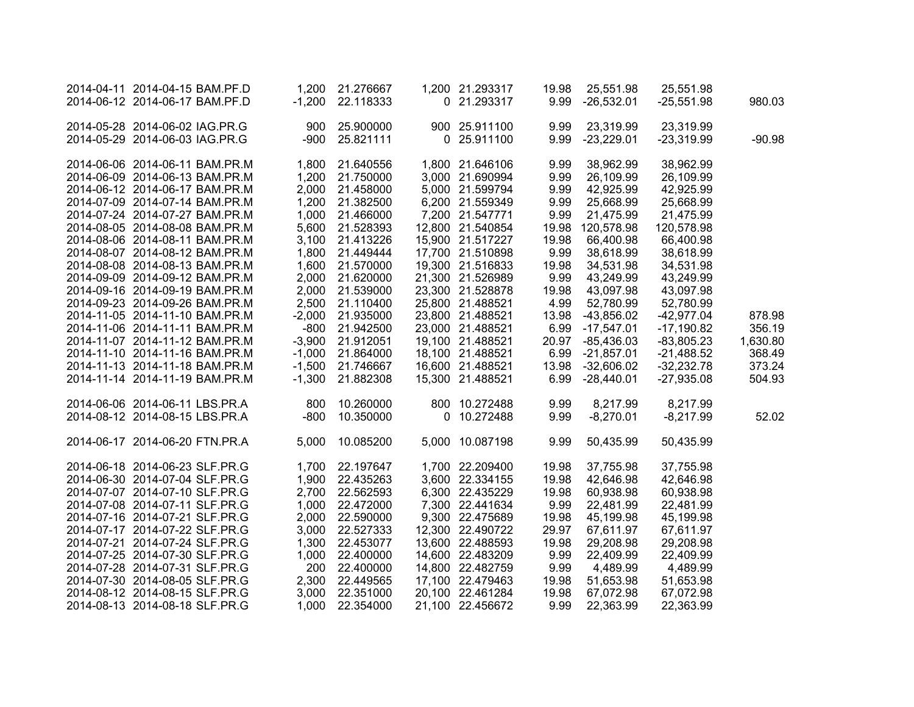| | | | | | | | | | | |
|---|---|---|---|---|---|---|---|---|---|---|
| 2014-04-11 | 2014-04-15 | BAM.PF.D | 1,200 | 21.276667 | 1,200 | 21.293317 | 19.98 | 25,551.98 | 25,551.98 | |
| 2014-06-12 | 2014-06-17 | BAM.PF.D | -1,200 | 22.118333 | 0 | 21.293317 | 9.99 | -26,532.01 | -25,551.98 | 980.03 |
| | | | | | | | | | | |
| 2014-05-28 | 2014-06-02 | IAG.PR.G | 900 | 25.900000 | 900 | 25.911100 | 9.99 | 23,319.99 | 23,319.99 | |
| 2014-05-29 | 2014-06-03 | IAG.PR.G | -900 | 25.821111 | 0 | 25.911100 | 9.99 | -23,229.01 | -23,319.99 | -90.98 |
| | | | | | | | | | | |
| 2014-06-06 | 2014-06-11 | BAM.PR.M | 1,800 | 21.640556 | 1,800 | 21.646106 | 9.99 | 38,962.99 | 38,962.99 | |
| 2014-06-09 | 2014-06-13 | BAM.PR.M | 1,200 | 21.750000 | 3,000 | 21.690994 | 9.99 | 26,109.99 | 26,109.99 | |
| 2014-06-12 | 2014-06-17 | BAM.PR.M | 2,000 | 21.458000 | 5,000 | 21.599794 | 9.99 | 42,925.99 | 42,925.99 | |
| 2014-07-09 | 2014-07-14 | BAM.PR.M | 1,200 | 21.382500 | 6,200 | 21.559349 | 9.99 | 25,668.99 | 25,668.99 | |
| 2014-07-24 | 2014-07-27 | BAM.PR.M | 1,000 | 21.466000 | 7,200 | 21.547771 | 9.99 | 21,475.99 | 21,475.99 | |
| 2014-08-05 | 2014-08-08 | BAM.PR.M | 5,600 | 21.528393 | 12,800 | 21.540854 | 19.98 | 120,578.98 | 120,578.98 | |
| 2014-08-06 | 2014-08-11 | BAM.PR.M | 3,100 | 21.413226 | 15,900 | 21.517227 | 19.98 | 66,400.98 | 66,400.98 | |
| 2014-08-07 | 2014-08-12 | BAM.PR.M | 1,800 | 21.449444 | 17,700 | 21.510898 | 9.99 | 38,618.99 | 38,618.99 | |
| 2014-08-08 | 2014-08-13 | BAM.PR.M | 1,600 | 21.570000 | 19,300 | 21.516833 | 19.98 | 34,531.98 | 34,531.98 | |
| 2014-09-09 | 2014-09-12 | BAM.PR.M | 2,000 | 21.620000 | 21,300 | 21.526989 | 9.99 | 43,249.99 | 43,249.99 | |
| 2014-09-16 | 2014-09-19 | BAM.PR.M | 2,000 | 21.539000 | 23,300 | 21.528878 | 19.98 | 43,097.98 | 43,097.98 | |
| 2014-09-23 | 2014-09-26 | BAM.PR.M | 2,500 | 21.110400 | 25,800 | 21.488521 | 4.99 | 52,780.99 | 52,780.99 | |
| 2014-11-05 | 2014-11-10 | BAM.PR.M | -2,000 | 21.935000 | 23,800 | 21.488521 | 13.98 | -43,856.02 | -42,977.04 | 878.98 |
| 2014-11-06 | 2014-11-11 | BAM.PR.M | -800 | 21.942500 | 23,000 | 21.488521 | 6.99 | -17,547.01 | -17,190.82 | 356.19 |
| 2014-11-07 | 2014-11-12 | BAM.PR.M | -3,900 | 21.912051 | 19,100 | 21.488521 | 20.97 | -85,436.03 | -83,805.23 | 1,630.80 |
| 2014-11-10 | 2014-11-16 | BAM.PR.M | -1,000 | 21.864000 | 18,100 | 21.488521 | 6.99 | -21,857.01 | -21,488.52 | 368.49 |
| 2014-11-13 | 2014-11-18 | BAM.PR.M | -1,500 | 21.746667 | 16,600 | 21.488521 | 13.98 | -32,606.02 | -32,232.78 | 373.24 |
| 2014-11-14 | 2014-11-19 | BAM.PR.M | -1,300 | 21.882308 | 15,300 | 21.488521 | 6.99 | -28,440.01 | -27,935.08 | 504.93 |
| | | | | | | | | | | |
| 2014-06-06 | 2014-06-11 | LBS.PR.A | 800 | 10.260000 | 800 | 10.272488 | 9.99 | 8,217.99 | 8,217.99 | |
| 2014-08-12 | 2014-08-15 | LBS.PR.A | -800 | 10.350000 | 0 | 10.272488 | 9.99 | -8,270.01 | -8,217.99 | 52.02 |
| | | | | | | | | | | |
| 2014-06-17 | 2014-06-20 | FTN.PR.A | 5,000 | 10.085200 | 5,000 | 10.087198 | 9.99 | 50,435.99 | 50,435.99 | |
| | | | | | | | | | | |
| 2014-06-18 | 2014-06-23 | SLF.PR.G | 1,700 | 22.197647 | 1,700 | 22.209400 | 19.98 | 37,755.98 | 37,755.98 | |
| 2014-06-30 | 2014-07-04 | SLF.PR.G | 1,900 | 22.435263 | 3,600 | 22.334155 | 19.98 | 42,646.98 | 42,646.98 | |
| 2014-07-07 | 2014-07-10 | SLF.PR.G | 2,700 | 22.562593 | 6,300 | 22.435229 | 19.98 | 60,938.98 | 60,938.98 | |
| 2014-07-08 | 2014-07-11 | SLF.PR.G | 1,000 | 22.472000 | 7,300 | 22.441634 | 9.99 | 22,481.99 | 22,481.99 | |
| 2014-07-16 | 2014-07-21 | SLF.PR.G | 2,000 | 22.590000 | 9,300 | 22.475689 | 19.98 | 45,199.98 | 45,199.98 | |
| 2014-07-17 | 2014-07-22 | SLF.PR.G | 3,000 | 22.527333 | 12,300 | 22.490722 | 29.97 | 67,611.97 | 67,611.97 | |
| 2014-07-21 | 2014-07-24 | SLF.PR.G | 1,300 | 22.453077 | 13,600 | 22.488593 | 19.98 | 29,208.98 | 29,208.98 | |
| 2014-07-25 | 2014-07-30 | SLF.PR.G | 1,000 | 22.400000 | 14,600 | 22.483209 | 9.99 | 22,409.99 | 22,409.99 | |
| 2014-07-28 | 2014-07-31 | SLF.PR.G | 200 | 22.400000 | 14,800 | 22.482759 | 9.99 | 4,489.99 | 4,489.99 | |
| 2014-07-30 | 2014-08-05 | SLF.PR.G | 2,300 | 22.449565 | 17,100 | 22.479463 | 19.98 | 51,653.98 | 51,653.98 | |
| 2014-08-12 | 2014-08-15 | SLF.PR.G | 3,000 | 22.351000 | 20,100 | 22.461284 | 19.98 | 67,072.98 | 67,072.98 | |
| 2014-08-13 | 2014-08-18 | SLF.PR.G | 1,000 | 22.354000 | 21,100 | 22.456672 | 9.99 | 22,363.99 | 22,363.99 | |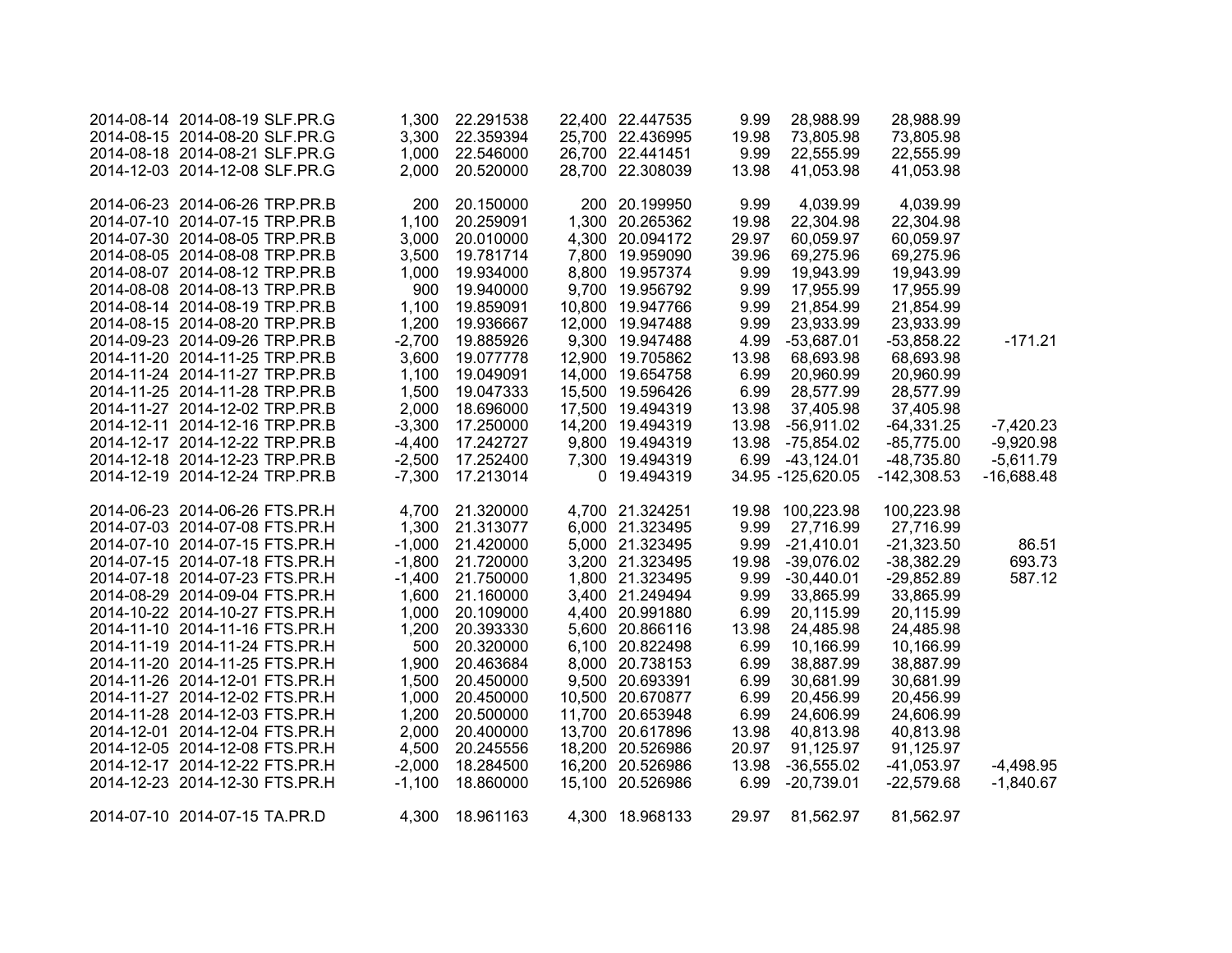| | | | | | | | | | | |
|---|---|---|---|---|---|---|---|---|---|---|
| 2014-08-14 | 2014-08-19 | SLF.PR.G | 1,300 | 22.291538 | 22,400 | 22.447535 | 9.99 | 28,988.99 | 28,988.99 | |
| 2014-08-15 | 2014-08-20 | SLF.PR.G | 3,300 | 22.359394 | 25,700 | 22.436995 | 19.98 | 73,805.98 | 73,805.98 | |
| 2014-08-18 | 2014-08-21 | SLF.PR.G | 1,000 | 22.546000 | 26,700 | 22.441451 | 9.99 | 22,555.99 | 22,555.99 | |
| 2014-12-03 | 2014-12-08 | SLF.PR.G | 2,000 | 20.520000 | 28,700 | 22.308039 | 13.98 | 41,053.98 | 41,053.98 | |
| | | | | | | | | | | |
| 2014-06-23 | 2014-06-26 | TRP.PR.B | 200 | 20.150000 | 200 | 20.199950 | 9.99 | 4,039.99 | 4,039.99 | |
| 2014-07-10 | 2014-07-15 | TRP.PR.B | 1,100 | 20.259091 | 1,300 | 20.265362 | 19.98 | 22,304.98 | 22,304.98 | |
| 2014-07-30 | 2014-08-05 | TRP.PR.B | 3,000 | 20.010000 | 4,300 | 20.094172 | 29.97 | 60,059.97 | 60,059.97 | |
| 2014-08-05 | 2014-08-08 | TRP.PR.B | 3,500 | 19.781714 | 7,800 | 19.959090 | 39.96 | 69,275.96 | 69,275.96 | |
| 2014-08-07 | 2014-08-12 | TRP.PR.B | 1,000 | 19.934000 | 8,800 | 19.957374 | 9.99 | 19,943.99 | 19,943.99 | |
| 2014-08-08 | 2014-08-13 | TRP.PR.B | 900 | 19.940000 | 9,700 | 19.956792 | 9.99 | 17,955.99 | 17,955.99 | |
| 2014-08-14 | 2014-08-19 | TRP.PR.B | 1,100 | 19.859091 | 10,800 | 19.947766 | 9.99 | 21,854.99 | 21,854.99 | |
| 2014-08-15 | 2014-08-20 | TRP.PR.B | 1,200 | 19.936667 | 12,000 | 19.947488 | 9.99 | 23,933.99 | 23,933.99 | |
| 2014-09-23 | 2014-09-26 | TRP.PR.B | -2,700 | 19.885926 | 9,300 | 19.947488 | 4.99 | -53,687.01 | -53,858.22 | -171.21 |
| 2014-11-20 | 2014-11-25 | TRP.PR.B | 3,600 | 19.077778 | 12,900 | 19.705862 | 13.98 | 68,693.98 | 68,693.98 | |
| 2014-11-24 | 2014-11-27 | TRP.PR.B | 1,100 | 19.049091 | 14,000 | 19.654758 | 6.99 | 20,960.99 | 20,960.99 | |
| 2014-11-25 | 2014-11-28 | TRP.PR.B | 1,500 | 19.047333 | 15,500 | 19.596426 | 6.99 | 28,577.99 | 28,577.99 | |
| 2014-11-27 | 2014-12-02 | TRP.PR.B | 2,000 | 18.696000 | 17,500 | 19.494319 | 13.98 | 37,405.98 | 37,405.98 | |
| 2014-12-11 | 2014-12-16 | TRP.PR.B | -3,300 | 17.250000 | 14,200 | 19.494319 | 13.98 | -56,911.02 | -64,331.25 | -7,420.23 |
| 2014-12-17 | 2014-12-22 | TRP.PR.B | -4,400 | 17.242727 | 9,800 | 19.494319 | 13.98 | -75,854.02 | -85,775.00 | -9,920.98 |
| 2014-12-18 | 2014-12-23 | TRP.PR.B | -2,500 | 17.252400 | 7,300 | 19.494319 | 6.99 | -43,124.01 | -48,735.80 | -5,611.79 |
| 2014-12-19 | 2014-12-24 | TRP.PR.B | -7,300 | 17.213014 | 0 | 19.494319 | 34.95 | -125,620.05 | -142,308.53 | -16,688.48 |
| | | | | | | | | | | |
| 2014-06-23 | 2014-06-26 | FTS.PR.H | 4,700 | 21.320000 | 4,700 | 21.324251 | 19.98 | 100,223.98 | 100,223.98 | |
| 2014-07-03 | 2014-07-08 | FTS.PR.H | 1,300 | 21.313077 | 6,000 | 21.323495 | 9.99 | 27,716.99 | 27,716.99 | |
| 2014-07-10 | 2014-07-15 | FTS.PR.H | -1,000 | 21.420000 | 5,000 | 21.323495 | 9.99 | -21,410.01 | -21,323.50 | 86.51 |
| 2014-07-15 | 2014-07-18 | FTS.PR.H | -1,800 | 21.720000 | 3,200 | 21.323495 | 19.98 | -39,076.02 | -38,382.29 | 693.73 |
| 2014-07-18 | 2014-07-23 | FTS.PR.H | -1,400 | 21.750000 | 1,800 | 21.323495 | 9.99 | -30,440.01 | -29,852.89 | 587.12 |
| 2014-08-29 | 2014-09-04 | FTS.PR.H | 1,600 | 21.160000 | 3,400 | 21.249494 | 9.99 | 33,865.99 | 33,865.99 | |
| 2014-10-22 | 2014-10-27 | FTS.PR.H | 1,000 | 20.109000 | 4,400 | 20.991880 | 6.99 | 20,115.99 | 20,115.99 | |
| 2014-11-10 | 2014-11-16 | FTS.PR.H | 1,200 | 20.393330 | 5,600 | 20.866116 | 13.98 | 24,485.98 | 24,485.98 | |
| 2014-11-19 | 2014-11-24 | FTS.PR.H | 500 | 20.320000 | 6,100 | 20.822498 | 6.99 | 10,166.99 | 10,166.99 | |
| 2014-11-20 | 2014-11-25 | FTS.PR.H | 1,900 | 20.463684 | 8,000 | 20.738153 | 6.99 | 38,887.99 | 38,887.99 | |
| 2014-11-26 | 2014-12-01 | FTS.PR.H | 1,500 | 20.450000 | 9,500 | 20.693391 | 6.99 | 30,681.99 | 30,681.99 | |
| 2014-11-27 | 2014-12-02 | FTS.PR.H | 1,000 | 20.450000 | 10,500 | 20.670877 | 6.99 | 20,456.99 | 20,456.99 | |
| 2014-11-28 | 2014-12-03 | FTS.PR.H | 1,200 | 20.500000 | 11,700 | 20.653948 | 6.99 | 24,606.99 | 24,606.99 | |
| 2014-12-01 | 2014-12-04 | FTS.PR.H | 2,000 | 20.400000 | 13,700 | 20.617896 | 13.98 | 40,813.98 | 40,813.98 | |
| 2014-12-05 | 2014-12-08 | FTS.PR.H | 4,500 | 20.245556 | 18,200 | 20.526986 | 20.97 | 91,125.97 | 91,125.97 | |
| 2014-12-17 | 2014-12-22 | FTS.PR.H | -2,000 | 18.284500 | 16,200 | 20.526986 | 13.98 | -36,555.02 | -41,053.97 | -4,498.95 |
| 2014-12-23 | 2014-12-30 | FTS.PR.H | -1,100 | 18.860000 | 15,100 | 20.526986 | 6.99 | -20,739.01 | -22,579.68 | -1,840.67 |
| | | | | | | | | | | |
| 2014-07-10 | 2014-07-15 | TA.PR.D | 4,300 | 18.961163 | 4,300 | 18.968133 | 29.97 | 81,562.97 | 81,562.97 | |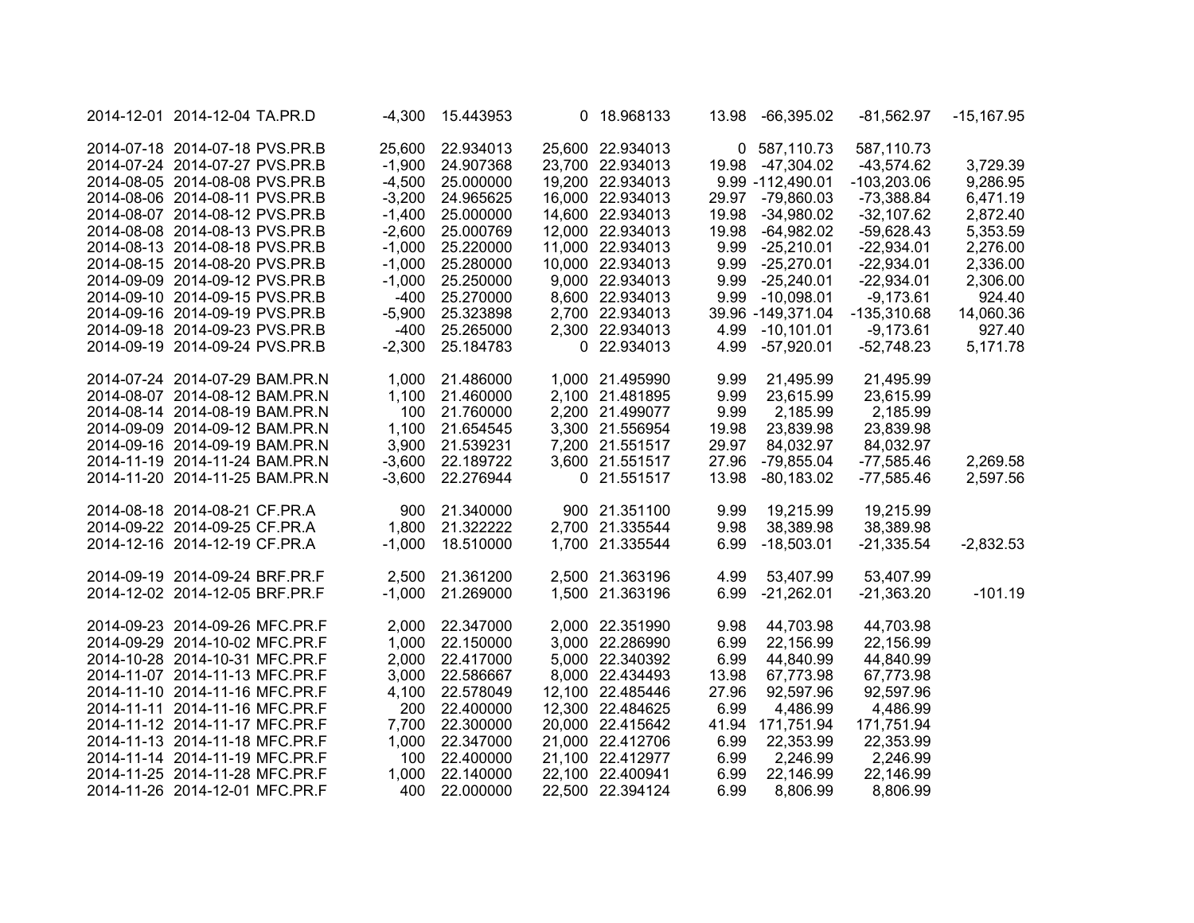| | | | | | | | | | | |
|---|---|---|---|---|---|---|---|---|---|---|
| 2014-12-01 | 2014-12-04 | TA.PR.D | -4,300 | 15.443953 | 0 | 18.968133 | 13.98 | -66,395.02 | -81,562.97 | -15,167.95 |
| | | | | | | | | | | |
| 2014-07-18 | 2014-07-18 | PVS.PR.B | 25,600 | 22.934013 | 25,600 | 22.934013 | 0 | 587,110.73 | 587,110.73 | |
| 2014-07-24 | 2014-07-27 | PVS.PR.B | -1,900 | 24.907368 | 23,700 | 22.934013 | 19.98 | -47,304.02 | -43,574.62 | 3,729.39 |
| 2014-08-05 | 2014-08-08 | PVS.PR.B | -4,500 | 25.000000 | 19,200 | 22.934013 | 9.99 | -112,490.01 | -103,203.06 | 9,286.95 |
| 2014-08-06 | 2014-08-11 | PVS.PR.B | -3,200 | 24.965625 | 16,000 | 22.934013 | 29.97 | -79,860.03 | -73,388.84 | 6,471.19 |
| 2014-08-07 | 2014-08-12 | PVS.PR.B | -1,400 | 25.000000 | 14,600 | 22.934013 | 19.98 | -34,980.02 | -32,107.62 | 2,872.40 |
| 2014-08-08 | 2014-08-13 | PVS.PR.B | -2,600 | 25.000769 | 12,000 | 22.934013 | 19.98 | -64,982.02 | -59,628.43 | 5,353.59 |
| 2014-08-13 | 2014-08-18 | PVS.PR.B | -1,000 | 25.220000 | 11,000 | 22.934013 | 9.99 | -25,210.01 | -22,934.01 | 2,276.00 |
| 2014-08-15 | 2014-08-20 | PVS.PR.B | -1,000 | 25.280000 | 10,000 | 22.934013 | 9.99 | -25,270.01 | -22,934.01 | 2,336.00 |
| 2014-09-09 | 2014-09-12 | PVS.PR.B | -1,000 | 25.250000 | 9,000 | 22.934013 | 9.99 | -25,240.01 | -22,934.01 | 2,306.00 |
| 2014-09-10 | 2014-09-15 | PVS.PR.B | -400 | 25.270000 | 8,600 | 22.934013 | 9.99 | -10,098.01 | -9,173.61 | 924.40 |
| 2014-09-16 | 2014-09-19 | PVS.PR.B | -5,900 | 25.323898 | 2,700 | 22.934013 | 39.96 | -149,371.04 | -135,310.68 | 14,060.36 |
| 2014-09-18 | 2014-09-23 | PVS.PR.B | -400 | 25.265000 | 2,300 | 22.934013 | 4.99 | -10,101.01 | -9,173.61 | 927.40 |
| 2014-09-19 | 2014-09-24 | PVS.PR.B | -2,300 | 25.184783 | 0 | 22.934013 | 4.99 | -57,920.01 | -52,748.23 | 5,171.78 |
| | | | | | | | | | | |
| 2014-07-24 | 2014-07-29 | BAM.PR.N | 1,000 | 21.486000 | 1,000 | 21.495990 | 9.99 | 21,495.99 | 21,495.99 | |
| 2014-08-07 | 2014-08-12 | BAM.PR.N | 1,100 | 21.460000 | 2,100 | 21.481895 | 9.99 | 23,615.99 | 23,615.99 | |
| 2014-08-14 | 2014-08-19 | BAM.PR.N | 100 | 21.760000 | 2,200 | 21.499077 | 9.99 | 2,185.99 | 2,185.99 | |
| 2014-09-09 | 2014-09-12 | BAM.PR.N | 1,100 | 21.654545 | 3,300 | 21.556954 | 19.98 | 23,839.98 | 23,839.98 | |
| 2014-09-16 | 2014-09-19 | BAM.PR.N | 3,900 | 21.539231 | 7,200 | 21.551517 | 29.97 | 84,032.97 | 84,032.97 | |
| 2014-11-19 | 2014-11-24 | BAM.PR.N | -3,600 | 22.189722 | 3,600 | 21.551517 | 27.96 | -79,855.04 | -77,585.46 | 2,269.58 |
| 2014-11-20 | 2014-11-25 | BAM.PR.N | -3,600 | 22.276944 | 0 | 21.551517 | 13.98 | -80,183.02 | -77,585.46 | 2,597.56 |
| | | | | | | | | | | |
| 2014-08-18 | 2014-08-21 | CF.PR.A | 900 | 21.340000 | 900 | 21.351100 | 9.99 | 19,215.99 | 19,215.99 | |
| 2014-09-22 | 2014-09-25 | CF.PR.A | 1,800 | 21.322222 | 2,700 | 21.335544 | 9.98 | 38,389.98 | 38,389.98 | |
| 2014-12-16 | 2014-12-19 | CF.PR.A | -1,000 | 18.510000 | 1,700 | 21.335544 | 6.99 | -18,503.01 | -21,335.54 | -2,832.53 |
| | | | | | | | | | | |
| 2014-09-19 | 2014-09-24 | BRF.PR.F | 2,500 | 21.361200 | 2,500 | 21.363196 | 4.99 | 53,407.99 | 53,407.99 | |
| 2014-12-02 | 2014-12-05 | BRF.PR.F | -1,000 | 21.269000 | 1,500 | 21.363196 | 6.99 | -21,262.01 | -21,363.20 | -101.19 |
| | | | | | | | | | | |
| 2014-09-23 | 2014-09-26 | MFC.PR.F | 2,000 | 22.347000 | 2,000 | 22.351990 | 9.98 | 44,703.98 | 44,703.98 | |
| 2014-09-29 | 2014-10-02 | MFC.PR.F | 1,000 | 22.150000 | 3,000 | 22.286990 | 6.99 | 22,156.99 | 22,156.99 | |
| 2014-10-28 | 2014-10-31 | MFC.PR.F | 2,000 | 22.417000 | 5,000 | 22.340392 | 6.99 | 44,840.99 | 44,840.99 | |
| 2014-11-07 | 2014-11-13 | MFC.PR.F | 3,000 | 22.586667 | 8,000 | 22.434493 | 13.98 | 67,773.98 | 67,773.98 | |
| 2014-11-10 | 2014-11-16 | MFC.PR.F | 4,100 | 22.578049 | 12,100 | 22.485446 | 27.96 | 92,597.96 | 92,597.96 | |
| 2014-11-11 | 2014-11-16 | MFC.PR.F | 200 | 22.400000 | 12,300 | 22.484625 | 6.99 | 4,486.99 | 4,486.99 | |
| 2014-11-12 | 2014-11-17 | MFC.PR.F | 7,700 | 22.300000 | 20,000 | 22.415642 | 41.94 | 171,751.94 | 171,751.94 | |
| 2014-11-13 | 2014-11-18 | MFC.PR.F | 1,000 | 22.347000 | 21,000 | 22.412706 | 6.99 | 22,353.99 | 22,353.99 | |
| 2014-11-14 | 2014-11-19 | MFC.PR.F | 100 | 22.400000 | 21,100 | 22.412977 | 6.99 | 2,246.99 | 2,246.99 | |
| 2014-11-25 | 2014-11-28 | MFC.PR.F | 1,000 | 22.140000 | 22,100 | 22.400941 | 6.99 | 22,146.99 | 22,146.99 | |
| 2014-11-26 | 2014-12-01 | MFC.PR.F | 400 | 22.000000 | 22,500 | 22.394124 | 6.99 | 8,806.99 | 8,806.99 | |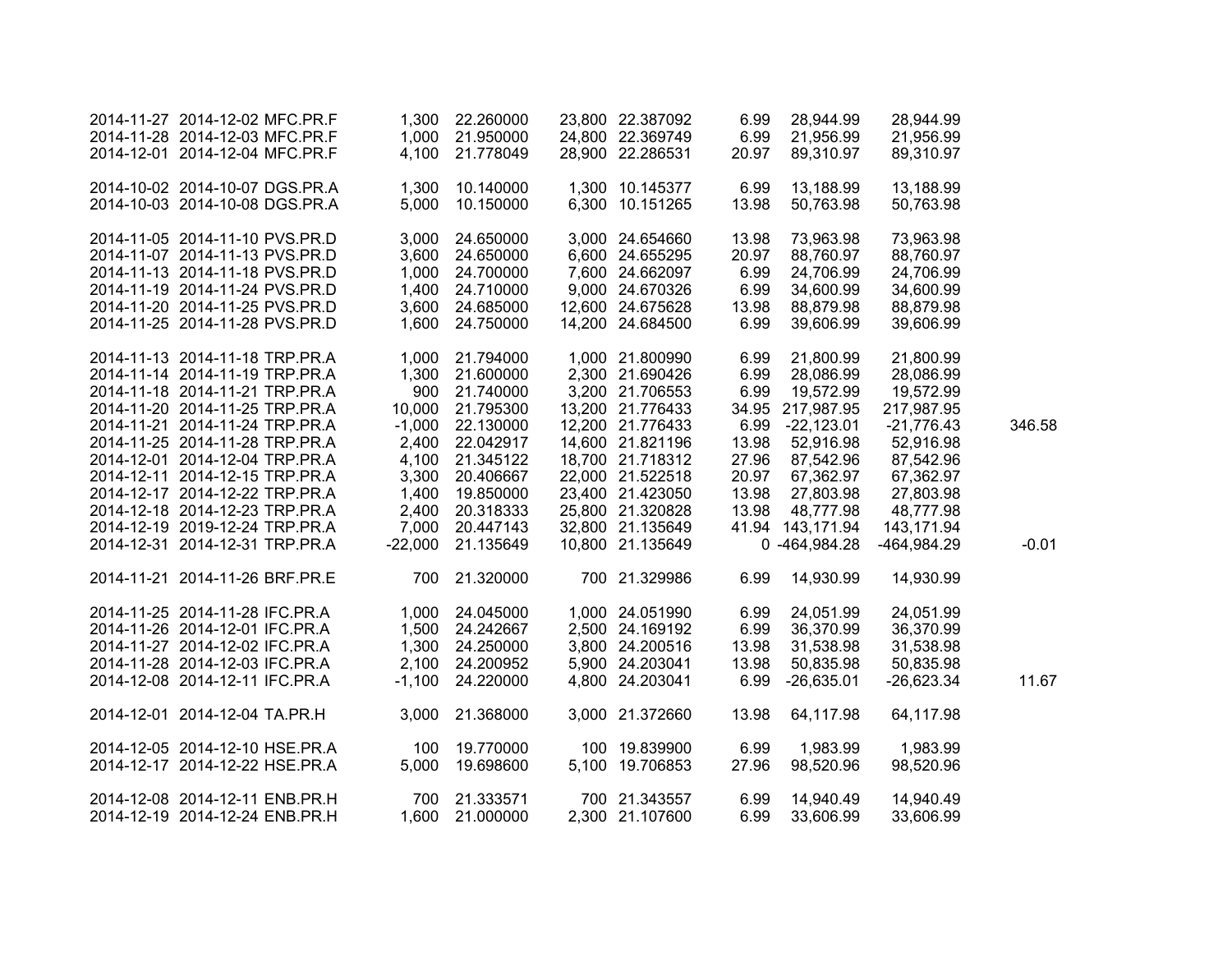| | | | | | | | | | | |
|---|---|---|---|---|---|---|---|---|---|---|
| 2014-11-27 | 2014-12-02 | MFC.PR.F | 1,300 | 22.260000 | 23,800 | 22.387092 | 6.99 | 28,944.99 | 28,944.99 | |
| 2014-11-28 | 2014-12-03 | MFC.PR.F | 1,000 | 21.950000 | 24,800 | 22.369749 | 6.99 | 21,956.99 | 21,956.99 | |
| 2014-12-01 | 2014-12-04 | MFC.PR.F | 4,100 | 21.778049 | 28,900 | 22.286531 | 20.97 | 89,310.97 | 89,310.97 | |
| | | | | | | | | | | |
| 2014-10-02 | 2014-10-07 | DGS.PR.A | 1,300 | 10.140000 | 1,300 | 10.145377 | 6.99 | 13,188.99 | 13,188.99 | |
| 2014-10-03 | 2014-10-08 | DGS.PR.A | 5,000 | 10.150000 | 6,300 | 10.151265 | 13.98 | 50,763.98 | 50,763.98 | |
| | | | | | | | | | | |
| 2014-11-05 | 2014-11-10 | PVS.PR.D | 3,000 | 24.650000 | 3,000 | 24.654660 | 13.98 | 73,963.98 | 73,963.98 | |
| 2014-11-07 | 2014-11-13 | PVS.PR.D | 3,600 | 24.650000 | 6,600 | 24.655295 | 20.97 | 88,760.97 | 88,760.97 | |
| 2014-11-13 | 2014-11-18 | PVS.PR.D | 1,000 | 24.700000 | 7,600 | 24.662097 | 6.99 | 24,706.99 | 24,706.99 | |
| 2014-11-19 | 2014-11-24 | PVS.PR.D | 1,400 | 24.710000 | 9,000 | 24.670326 | 6.99 | 34,600.99 | 34,600.99 | |
| 2014-11-20 | 2014-11-25 | PVS.PR.D | 3,600 | 24.685000 | 12,600 | 24.675628 | 13.98 | 88,879.98 | 88,879.98 | |
| 2014-11-25 | 2014-11-28 | PVS.PR.D | 1,600 | 24.750000 | 14,200 | 24.684500 | 6.99 | 39,606.99 | 39,606.99 | |
| | | | | | | | | | | |
| 2014-11-13 | 2014-11-18 | TRP.PR.A | 1,000 | 21.794000 | 1,000 | 21.800990 | 6.99 | 21,800.99 | 21,800.99 | |
| 2014-11-14 | 2014-11-19 | TRP.PR.A | 1,300 | 21.600000 | 2,300 | 21.690426 | 6.99 | 28,086.99 | 28,086.99 | |
| 2014-11-18 | 2014-11-21 | TRP.PR.A | 900 | 21.740000 | 3,200 | 21.706553 | 6.99 | 19,572.99 | 19,572.99 | |
| 2014-11-20 | 2014-11-25 | TRP.PR.A | 10,000 | 21.795300 | 13,200 | 21.776433 | 34.95 | 217,987.95 | 217,987.95 | |
| 2014-11-21 | 2014-11-24 | TRP.PR.A | -1,000 | 22.130000 | 12,200 | 21.776433 | 6.99 | -22,123.01 | -21,776.43 | 346.58 |
| 2014-11-25 | 2014-11-28 | TRP.PR.A | 2,400 | 22.042917 | 14,600 | 21.821196 | 13.98 | 52,916.98 | 52,916.98 | |
| 2014-12-01 | 2014-12-04 | TRP.PR.A | 4,100 | 21.345122 | 18,700 | 21.718312 | 27.96 | 87,542.96 | 87,542.96 | |
| 2014-12-11 | 2014-12-15 | TRP.PR.A | 3,300 | 20.406667 | 22,000 | 21.522518 | 20.97 | 67,362.97 | 67,362.97 | |
| 2014-12-17 | 2014-12-22 | TRP.PR.A | 1,400 | 19.850000 | 23,400 | 21.423050 | 13.98 | 27,803.98 | 27,803.98 | |
| 2014-12-18 | 2014-12-23 | TRP.PR.A | 2,400 | 20.318333 | 25,800 | 21.320828 | 13.98 | 48,777.98 | 48,777.98 | |
| 2014-12-19 | 2019-12-24 | TRP.PR.A | 7,000 | 20.447143 | 32,800 | 21.135649 | 41.94 | 143,171.94 | 143,171.94 | |
| 2014-12-31 | 2014-12-31 | TRP.PR.A | -22,000 | 21.135649 | 10,800 | 21.135649 | 0 | -464,984.28 | -464,984.29 | -0.01 |
| | | | | | | | | | | |
| 2014-11-21 | 2014-11-26 | BRF.PR.E | 700 | 21.320000 | 700 | 21.329986 | 6.99 | 14,930.99 | 14,930.99 | |
| | | | | | | | | | | |
| 2014-11-25 | 2014-11-28 | IFC.PR.A | 1,000 | 24.045000 | 1,000 | 24.051990 | 6.99 | 24,051.99 | 24,051.99 | |
| 2014-11-26 | 2014-12-01 | IFC.PR.A | 1,500 | 24.242667 | 2,500 | 24.169192 | 6.99 | 36,370.99 | 36,370.99 | |
| 2014-11-27 | 2014-12-02 | IFC.PR.A | 1,300 | 24.250000 | 3,800 | 24.200516 | 13.98 | 31,538.98 | 31,538.98 | |
| 2014-11-28 | 2014-12-03 | IFC.PR.A | 2,100 | 24.200952 | 5,900 | 24.203041 | 13.98 | 50,835.98 | 50,835.98 | |
| 2014-12-08 | 2014-12-11 | IFC.PR.A | -1,100 | 24.220000 | 4,800 | 24.203041 | 6.99 | -26,635.01 | -26,623.34 | 11.67 |
| | | | | | | | | | | |
| 2014-12-01 | 2014-12-04 | TA.PR.H | 3,000 | 21.368000 | 3,000 | 21.372660 | 13.98 | 64,117.98 | 64,117.98 | |
| | | | | | | | | | | |
| 2014-12-05 | 2014-12-10 | HSE.PR.A | 100 | 19.770000 | 100 | 19.839900 | 6.99 | 1,983.99 | 1,983.99 | |
| 2014-12-17 | 2014-12-22 | HSE.PR.A | 5,000 | 19.698600 | 5,100 | 19.706853 | 27.96 | 98,520.96 | 98,520.96 | |
| | | | | | | | | | | |
| 2014-12-08 | 2014-12-11 | ENB.PR.H | 700 | 21.333571 | 700 | 21.343557 | 6.99 | 14,940.49 | 14,940.49 | |
| 2014-12-19 | 2014-12-24 | ENB.PR.H | 1,600 | 21.000000 | 2,300 | 21.107600 | 6.99 | 33,606.99 | 33,606.99 | |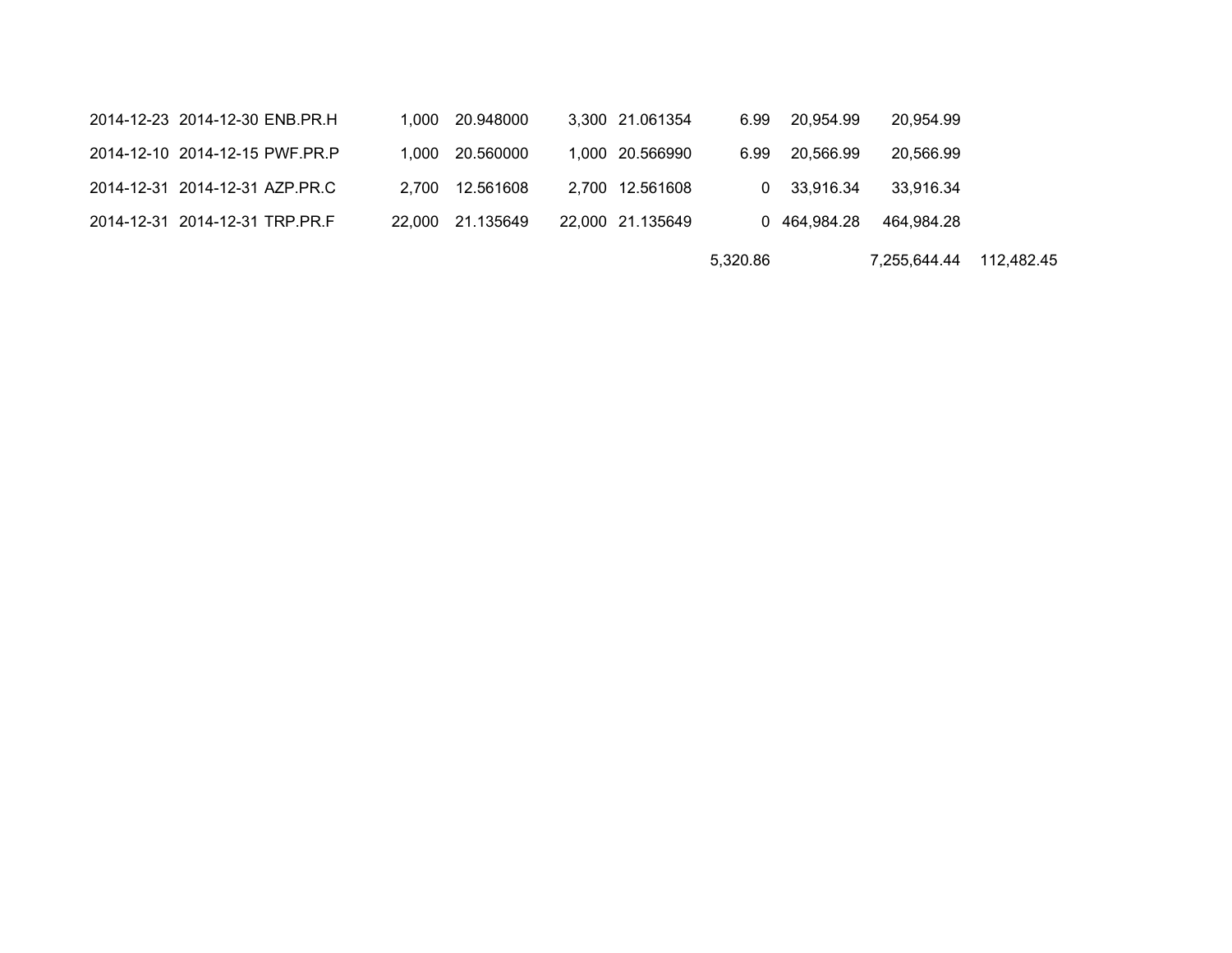| | | | | | | | | | | |
|---|---|---|---|---|---|---|---|---|---|---|
| 2014-12-23 | 2014-12-30 | ENB.PR.H | 1,000 | 20.948000 | 3,300 | 21.061354 | 6.99 | 20,954.99 | 20,954.99 | |
| 2014-12-10 | 2014-12-15 | PWF.PR.P | 1,000 | 20.560000 | 1,000 | 20.566990 | 6.99 | 20,566.99 | 20,566.99 | |
| 2014-12-31 | 2014-12-31 | AZP.PR.C | 2,700 | 12.561608 | 2,700 | 12.561608 | 0 | 33,916.34 | 33,916.34 | |
| 2014-12-31 | 2014-12-31 | TRP.PR.F | 22,000 | 21.135649 | 22,000 | 21.135649 | 0 | 464,984.28 | 464,984.28 | |
| | | | | | | | 5,320.86 | | 7,255,644.44 | 112,482.45 |